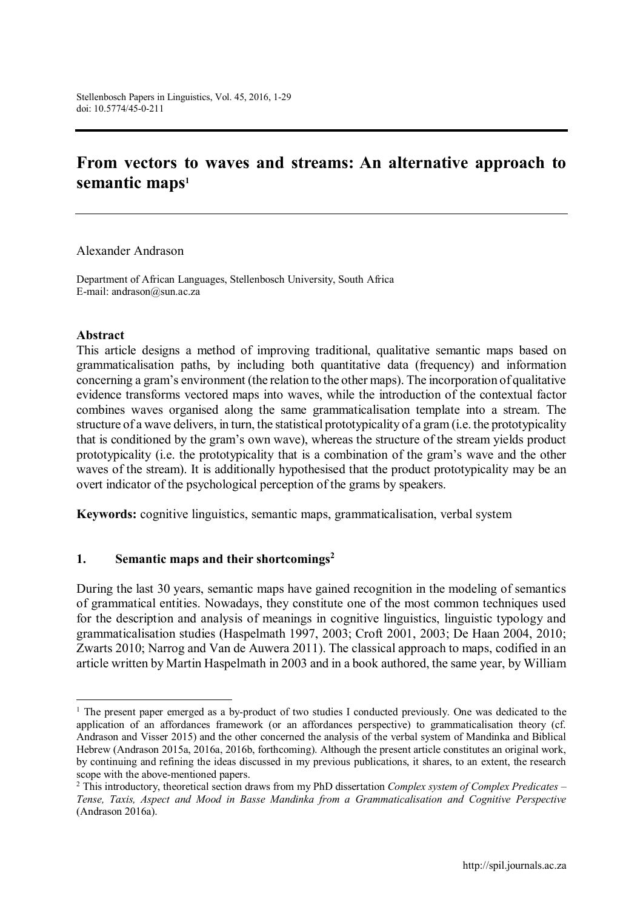# From vectors to waves and streams: An alternative approach to semantic maps[1]

Alexander Andrason

Department of African Languages, Stellenbosch University, South Africa
E-mail: andrason@sun.ac.za

**Abstract**

This article designs a method of improving traditional, qualitative semantic maps based on grammaticalisation paths, by including both quantitative data (frequency) and information concerning a gram's environment (the relation to the other maps). The incorporation of qualitative evidence transforms vectored maps into waves, while the introduction of the contextual factor combines waves organised along the same grammaticalisation template into a stream. The structure of a wave delivers, in turn, the statistical prototypicality of a gram (i.e. the prototypicality that is conditioned by the gram's own wave), whereas the structure of the stream yields product prototypicality (i.e. the prototypicality that is a combination of the gram's wave and the other waves of the stream). It is additionally hypothesised that the product prototypicality may be an overt indicator of the psychological perception of the grams by speakers.

**Keywords:** cognitive linguistics, semantic maps, grammaticalisation, verbal system

## 1. Semantic maps and their shortcomings[2]

During the last 30 years, semantic maps have gained recognition in the modeling of semantics of grammatical entities. Nowadays, they constitute one of the most common techniques used for the description and analysis of meanings in cognitive linguistics, linguistic typology and grammaticalisation studies (Haspelmath 1997, 2003; Croft 2001, 2003; De Haan 2004, 2010; Zwarts 2010; Narrog and Van de Auwera 2011). The classical approach to maps, codified in an article written by Martin Haspelmath in 2003 and in a book authored, the same year, by William

---

[1] The present paper emerged as a by-product of two studies I conducted previously. One was dedicated to the application of an affordances framework (or an affordances perspective) to grammaticalisation theory (cf. Andrason and Visser 2015) and the other concerned the analysis of the verbal system of Mandinka and Biblical Hebrew (Andrason 2015a, 2016a, 2016b, forthcoming). Although the present article constitutes an original work, by continuing and refining the ideas discussed in my previous publications, it shares, to an extent, the research scope with the above-mentioned papers.

[2] This introductory, theoretical section draws from my PhD dissertation *Complex system of Complex Predicates – Tense, Taxis, Aspect and Mood in Basse Mandinka from a Grammaticalisation and Cognitive Perspective* (Andrason 2016a).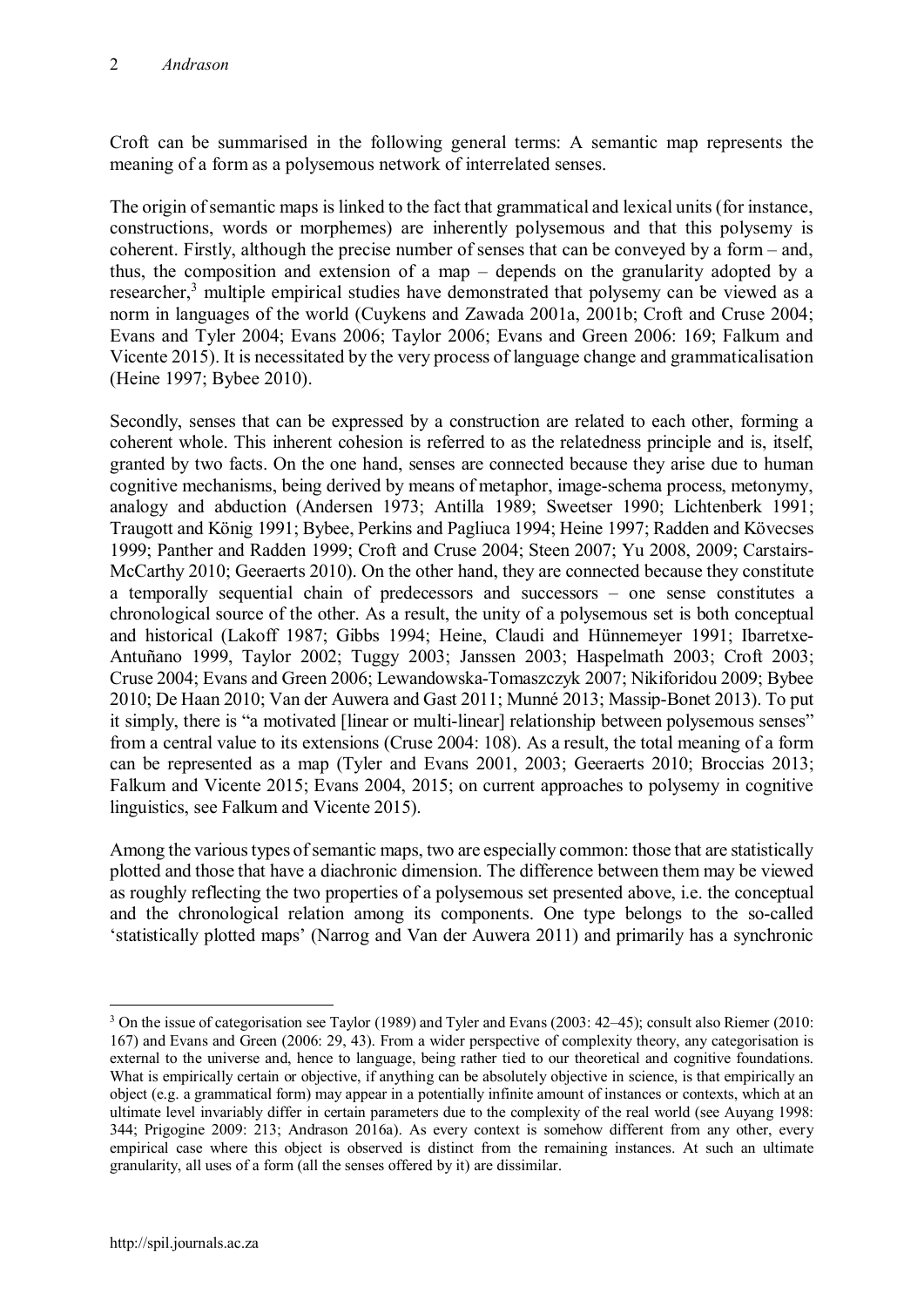Croft can be summarised in the following general terms: A semantic map represents the meaning of a form as a polysemous network of interrelated senses.

The origin of semantic maps is linked to the fact that grammatical and lexical units (for instance, constructions, words or morphemes) are inherently polysemous and that this polysemy is coherent. Firstly, although the precise number of senses that can be conveyed by a form – and, thus, the composition and extension of a map – depends on the granularity adopted by a researcher,[3] multiple empirical studies have demonstrated that polysemy can be viewed as a norm in languages of the world (Cuykens and Zawada 2001a, 2001b; Croft and Cruse 2004; Evans and Tyler 2004; Evans 2006; Taylor 2006; Evans and Green 2006: 169; Falkum and Vicente 2015). It is necessitated by the very process of language change and grammaticalisation (Heine 1997; Bybee 2010).

Secondly, senses that can be expressed by a construction are related to each other, forming a coherent whole. This inherent cohesion is referred to as the relatedness principle and is, itself, granted by two facts. On the one hand, senses are connected because they arise due to human cognitive mechanisms, being derived by means of metaphor, image-schema process, metonymy, analogy and abduction (Andersen 1973; Antilla 1989; Sweetser 1990; Lichtenberk 1991; Traugott and König 1991; Bybee, Perkins and Pagliuca 1994; Heine 1997; Radden and Kövecses 1999; Panther and Radden 1999; Croft and Cruse 2004; Steen 2007; Yu 2008, 2009; Carstairs-McCarthy 2010; Geeraerts 2010). On the other hand, they are connected because they constitute a temporally sequential chain of predecessors and successors – one sense constitutes a chronological source of the other. As a result, the unity of a polysemous set is both conceptual and historical (Lakoff 1987; Gibbs 1994; Heine, Claudi and Hünnemeyer 1991; Ibarretxe-Antuñano 1999, Taylor 2002; Tuggy 2003; Janssen 2003; Haspelmath 2003; Croft 2003; Cruse 2004; Evans and Green 2006; Lewandowska-Tomaszczyk 2007; Nikiforidou 2009; Bybee 2010; De Haan 2010; Van der Auwera and Gast 2011; Munné 2013; Massip-Bonet 2013). To put it simply, there is "a motivated [linear or multi-linear] relationship between polysemous senses" from a central value to its extensions (Cruse 2004: 108). As a result, the total meaning of a form can be represented as a map (Tyler and Evans 2001, 2003; Geeraerts 2010; Broccias 2013; Falkum and Vicente 2015; Evans 2004, 2015; on current approaches to polysemy in cognitive linguistics, see Falkum and Vicente 2015).

Among the various types of semantic maps, two are especially common: those that are statistically plotted and those that have a diachronic dimension. The difference between them may be viewed as roughly reflecting the two properties of a polysemous set presented above, i.e. the conceptual and the chronological relation among its components. One type belongs to the so-called 'statistically plotted maps' (Narrog and Van der Auwera 2011) and primarily has a synchronic

[3] On the issue of categorisation see Taylor (1989) and Tyler and Evans (2003: 42–45); consult also Riemer (2010: 167) and Evans and Green (2006: 29, 43). From a wider perspective of complexity theory, any categorisation is external to the universe and, hence to language, being rather tied to our theoretical and cognitive foundations. What is empirically certain or objective, if anything can be absolutely objective in science, is that empirically an object (e.g. a grammatical form) may appear in a potentially infinite amount of instances or contexts, which at an ultimate level invariably differ in certain parameters due to the complexity of the real world (see Auyang 1998: 344; Prigogine 2009: 213; Andrason 2016a). As every context is somehow different from any other, every empirical case where this object is observed is distinct from the remaining instances. At such an ultimate granularity, all uses of a form (all the senses offered by it) are dissimilar.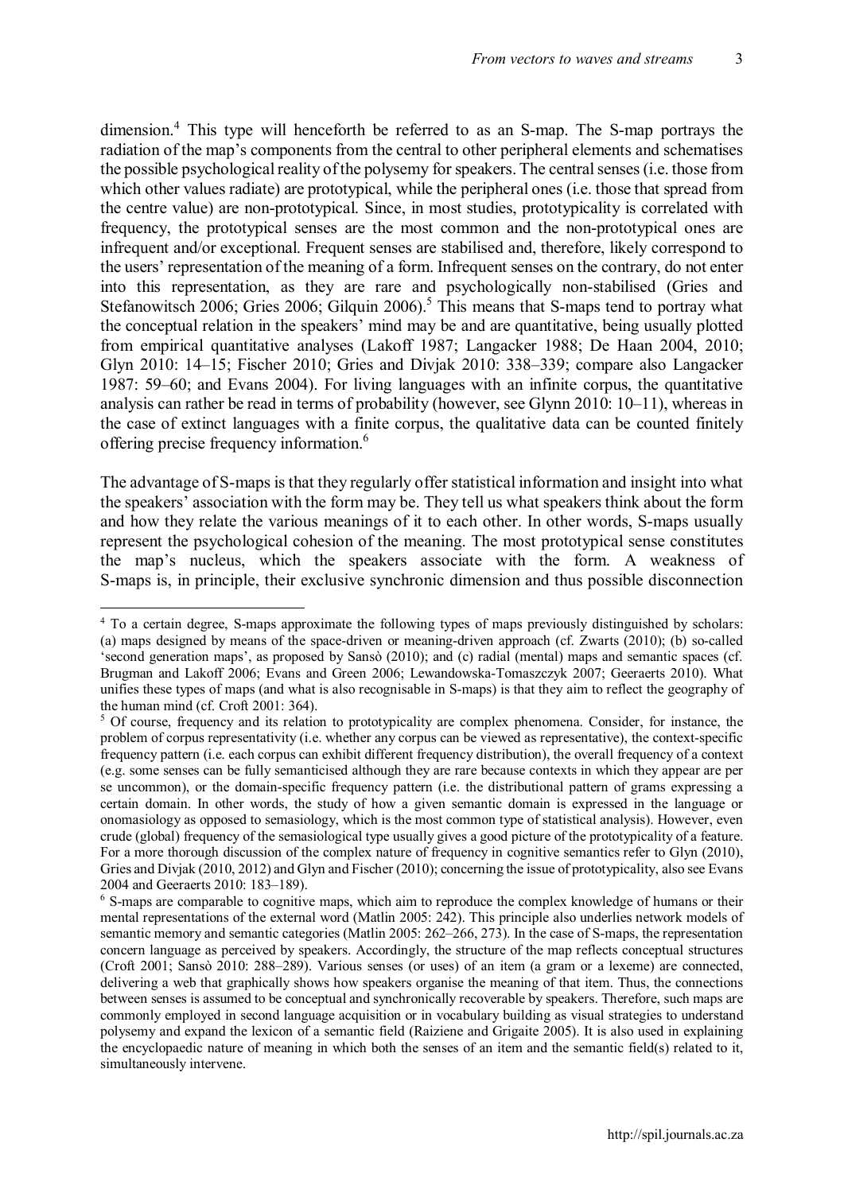dimension.[4] This type will henceforth be referred to as an S-map. The S-map portrays the radiation of the map's components from the central to other peripheral elements and schematises the possible psychological reality of the polysemy for speakers. The central senses (i.e. those from which other values radiate) are prototypical, while the peripheral ones (i.e. those that spread from the centre value) are non-prototypical. Since, in most studies, prototypicality is correlated with frequency, the prototypical senses are the most common and the non-prototypical ones are infrequent and/or exceptional. Frequent senses are stabilised and, therefore, likely correspond to the users' representation of the meaning of a form. Infrequent senses on the contrary, do not enter into this representation, as they are rare and psychologically non-stabilised (Gries and Stefanowitsch 2006; Gries 2006; Gilquin 2006).[5] This means that S-maps tend to portray what the conceptual relation in the speakers' mind may be and are quantitative, being usually plotted from empirical quantitative analyses (Lakoff 1987; Langacker 1988; De Haan 2004, 2010; Glyn 2010: 14–15; Fischer 2010; Gries and Divjak 2010: 338–339; compare also Langacker 1987: 59–60; and Evans 2004). For living languages with an infinite corpus, the quantitative analysis can rather be read in terms of probability (however, see Glynn 2010: 10–11), whereas in the case of extinct languages with a finite corpus, the qualitative data can be counted finitely offering precise frequency information.[6]

The advantage of S-maps is that they regularly offer statistical information and insight into what the speakers' association with the form may be. They tell us what speakers think about the form and how they relate the various meanings of it to each other. In other words, S-maps usually represent the psychological cohesion of the meaning. The most prototypical sense constitutes the map's nucleus, which the speakers associate with the form. A weakness of S-maps is, in principle, their exclusive synchronic dimension and thus possible disconnection

---

[4] To a certain degree, S-maps approximate the following types of maps previously distinguished by scholars: (a) maps designed by means of the space-driven or meaning-driven approach (cf. Zwarts (2010); (b) so-called 'second generation maps', as proposed by Sansò (2010); and (c) radial (mental) maps and semantic spaces (cf. Brugman and Lakoff 2006; Evans and Green 2006; Lewandowska-Tomaszczyk 2007; Geeraerts 2010). What unifies these types of maps (and what is also recognisable in S-maps) is that they aim to reflect the geography of the human mind (cf. Croft 2001: 364).

[5] Of course, frequency and its relation to prototypicality are complex phenomena. Consider, for instance, the problem of corpus representativity (i.e. whether any corpus can be viewed as representative), the context-specific frequency pattern (i.e. each corpus can exhibit different frequency distribution), the overall frequency of a context (e.g. some senses can be fully semanticised although they are rare because contexts in which they appear are per se uncommon), or the domain-specific frequency pattern (i.e. the distributional pattern of grams expressing a certain domain. In other words, the study of how a given semantic domain is expressed in the language or onomasiology as opposed to semasiology, which is the most common type of statistical analysis). However, even crude (global) frequency of the semasiological type usually gives a good picture of the prototypicality of a feature. For a more thorough discussion of the complex nature of frequency in cognitive semantics refer to Glyn (2010), Gries and Divjak (2010, 2012) and Glyn and Fischer (2010); concerning the issue of prototypicality, also see Evans 2004 and Geeraerts 2010: 183–189).

[6] S-maps are comparable to cognitive maps, which aim to reproduce the complex knowledge of humans or their mental representations of the external word (Matlin 2005: 242). This principle also underlies network models of semantic memory and semantic categories (Matlin 2005: 262–266, 273). In the case of S-maps, the representation concern language as perceived by speakers. Accordingly, the structure of the map reflects conceptual structures (Croft 2001; Sansò 2010: 288–289). Various senses (or uses) of an item (a gram or a lexeme) are connected, delivering a web that graphically shows how speakers organise the meaning of that item. Thus, the connections between senses is assumed to be conceptual and synchronically recoverable by speakers. Therefore, such maps are commonly employed in second language acquisition or in vocabulary building as visual strategies to understand polysemy and expand the lexicon of a semantic field (Raiziene and Grigaite 2005). It is also used in explaining the encyclopaedic nature of meaning in which both the senses of an item and the semantic field(s) related to it, simultaneously intervene.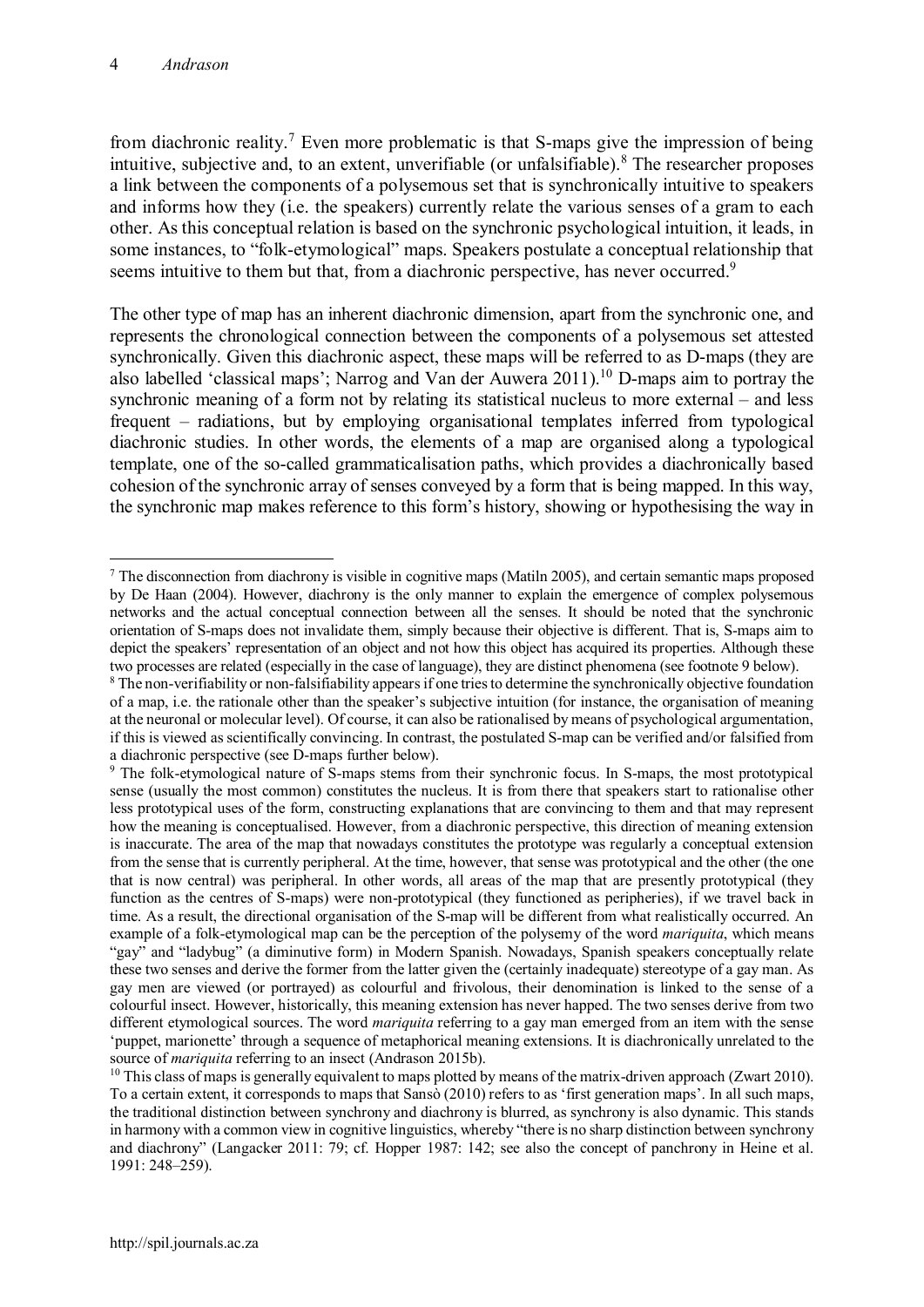from diachronic reality.[7] Even more problematic is that S-maps give the impression of being intuitive, subjective and, to an extent, unverifiable (or unfalsifiable).[8] The researcher proposes a link between the components of a polysemous set that is synchronically intuitive to speakers and informs how they (i.e. the speakers) currently relate the various senses of a gram to each other. As this conceptual relation is based on the synchronic psychological intuition, it leads, in some instances, to "folk-etymological" maps. Speakers postulate a conceptual relationship that seems intuitive to them but that, from a diachronic perspective, has never occurred.[9]

The other type of map has an inherent diachronic dimension, apart from the synchronic one, and represents the chronological connection between the components of a polysemous set attested synchronically. Given this diachronic aspect, these maps will be referred to as D-maps (they are also labelled 'classical maps'; Narrog and Van der Auwera 2011).[10] D-maps aim to portray the synchronic meaning of a form not by relating its statistical nucleus to more external – and less frequent – radiations, but by employing organisational templates inferred from typological diachronic studies. In other words, the elements of a map are organised along a typological template, one of the so-called grammaticalisation paths, which provides a diachronically based cohesion of the synchronic array of senses conveyed by a form that is being mapped. In this way, the synchronic map makes reference to this form's history, showing or hypothesising the way in

---

[7] The disconnection from diachrony is visible in cognitive maps (Matiln 2005), and certain semantic maps proposed by De Haan (2004). However, diachrony is the only manner to explain the emergence of complex polysemous networks and the actual conceptual connection between all the senses. It should be noted that the synchronic orientation of S-maps does not invalidate them, simply because their objective is different. That is, S-maps aim to depict the speakers' representation of an object and not how this object has acquired its properties. Although these two processes are related (especially in the case of language), they are distinct phenomena (see footnote 9 below).

[8] The non-verifiability or non-falsifiability appears if one tries to determine the synchronically objective foundation of a map, i.e. the rationale other than the speaker's subjective intuition (for instance, the organisation of meaning at the neuronal or molecular level). Of course, it can also be rationalised by means of psychological argumentation, if this is viewed as scientifically convincing. In contrast, the postulated S-map can be verified and/or falsified from a diachronic perspective (see D-maps further below).

[9] The folk-etymological nature of S-maps stems from their synchronic focus. In S-maps, the most prototypical sense (usually the most common) constitutes the nucleus. It is from there that speakers start to rationalise other less prototypical uses of the form, constructing explanations that are convincing to them and that may represent how the meaning is conceptualised. However, from a diachronic perspective, this direction of meaning extension is inaccurate. The area of the map that nowadays constitutes the prototype was regularly a conceptual extension from the sense that is currently peripheral. At the time, however, that sense was prototypical and the other (the one that is now central) was peripheral. In other words, all areas of the map that are presently prototypical (they function as the centres of S-maps) were non-prototypical (they functioned as peripheries), if we travel back in time. As a result, the directional organisation of the S-map will be different from what realistically occurred. An example of a folk-etymological map can be the perception of the polysemy of the word *mariquita*, which means "gay" and "ladybug" (a diminutive form) in Modern Spanish. Nowadays, Spanish speakers conceptually relate these two senses and derive the former from the latter given the (certainly inadequate) stereotype of a gay man. As gay men are viewed (or portrayed) as colourful and frivolous, their denomination is linked to the sense of a colourful insect. However, historically, this meaning extension has never happened. The two senses derive from two different etymological sources. The word *mariquita* referring to a gay man emerged from an item with the sense 'puppet, marionette' through a sequence of metaphorical meaning extensions. It is diachronically unrelated to the source of *mariquita* referring to an insect (Andrason 2015b).

[10] This class of maps is generally equivalent to maps plotted by means of the matrix-driven approach (Zwart 2010). To a certain extent, it corresponds to maps that Sansò (2010) refers to as 'first generation maps'. In all such maps, the traditional distinction between synchrony and diachrony is blurred, as synchrony is also dynamic. This stands in harmony with a common view in cognitive linguistics, whereby "there is no sharp distinction between synchrony and diachrony" (Langacker 2011: 79; cf. Hopper 1987: 142; see also the concept of panchrony in Heine et al. 1991: 248–259).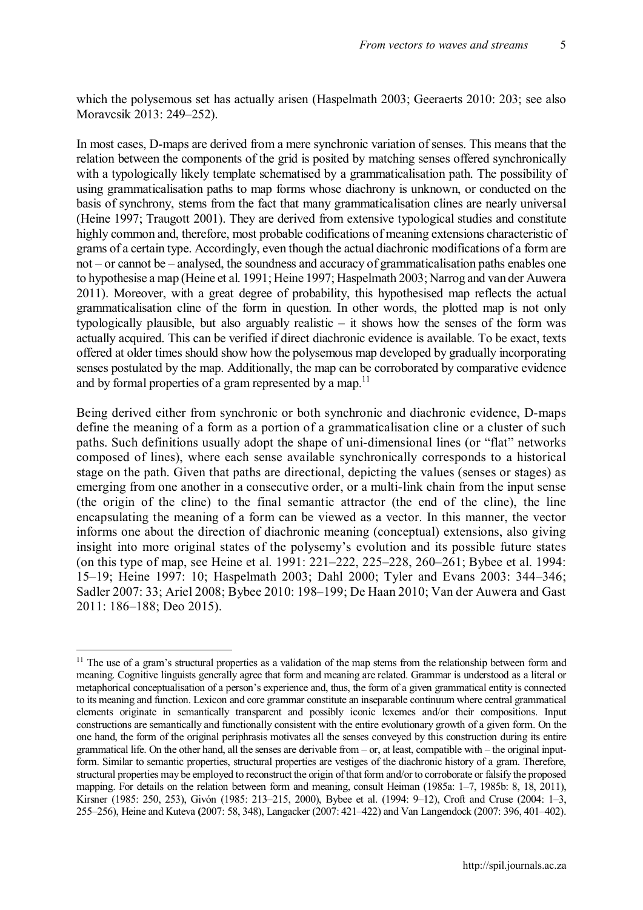which the polysemous set has actually arisen (Haspelmath 2003; Geeraerts 2010: 203; see also Moravcsik 2013: 249–252).

In most cases, D-maps are derived from a mere synchronic variation of senses. This means that the relation between the components of the grid is posited by matching senses offered synchronically with a typologically likely template schematised by a grammaticalisation path. The possibility of using grammaticalisation paths to map forms whose diachrony is unknown, or conducted on the basis of synchrony, stems from the fact that many grammaticalisation clines are nearly universal (Heine 1997; Traugott 2001). They are derived from extensive typological studies and constitute highly common and, therefore, most probable codifications of meaning extensions characteristic of grams of a certain type. Accordingly, even though the actual diachronic modifications of a form are not – or cannot be – analysed, the soundness and accuracy of grammaticalisation paths enables one to hypothesise a map (Heine et al. 1991; Heine 1997; Haspelmath 2003; Narrog and van der Auwera 2011). Moreover, with a great degree of probability, this hypothesised map reflects the actual grammaticalisation cline of the form in question. In other words, the plotted map is not only typologically plausible, but also arguably realistic – it shows how the senses of the form was actually acquired. This can be verified if direct diachronic evidence is available. To be exact, texts offered at older times should show how the polysemous map developed by gradually incorporating senses postulated by the map. Additionally, the map can be corroborated by comparative evidence and by formal properties of a gram represented by a map.[11]

Being derived either from synchronic or both synchronic and diachronic evidence, D-maps define the meaning of a form as a portion of a grammaticalisation cline or a cluster of such paths. Such definitions usually adopt the shape of uni-dimensional lines (or "flat" networks composed of lines), where each sense available synchronically corresponds to a historical stage on the path. Given that paths are directional, depicting the values (senses or stages) as emerging from one another in a consecutive order, or a multi-link chain from the input sense (the origin of the cline) to the final semantic attractor (the end of the cline), the line encapsulating the meaning of a form can be viewed as a vector. In this manner, the vector informs one about the direction of diachronic meaning (conceptual) extensions, also giving insight into more original states of the polysemy's evolution and its possible future states (on this type of map, see Heine et al. 1991: 221–222, 225–228, 260–261; Bybee et al. 1994: 15–19; Heine 1997: 10; Haspelmath 2003; Dahl 2000; Tyler and Evans 2003: 344–346; Sadler 2007: 33; Ariel 2008; Bybee 2010: 198–199; De Haan 2010; Van der Auwera and Gast 2011: 186–188; Deo 2015).

---

[11] The use of a gram's structural properties as a validation of the map stems from the relationship between form and meaning. Cognitive linguists generally agree that form and meaning are related. Grammar is understood as a literal or metaphorical conceptualisation of a person's experience and, thus, the form of a given grammatical entity is connected to its meaning and function. Lexicon and core grammar constitute an inseparable continuum where central grammatical elements originate in semantically transparent and possibly iconic lexemes and/or their compositions. Input constructions are semantically and functionally consistent with the entire evolutionary growth of a given form. On the one hand, the form of the original periphrasis motivates all the senses conveyed by this construction during its entire grammatical life. On the other hand, all the senses are derivable from – or, at least, compatible with – the original input-form. Similar to semantic properties, structural properties are vestiges of the diachronic history of a gram. Therefore, structural properties may be employed to reconstruct the origin of that form and/or to corroborate or falsify the proposed mapping. For details on the relation between form and meaning, consult Heiman (1985a: 1–7, 1985b: 8, 18, 2011), Kirsner (1985: 250, 253), Givón (1985: 213–215, 2000), Bybee et al. (1994: 9–12), Croft and Cruse (2004: 1–3, 255–256), Heine and Kuteva (2007: 58, 348), Langacker (2007: 421–422) and Van Langendock (2007: 396, 401–402).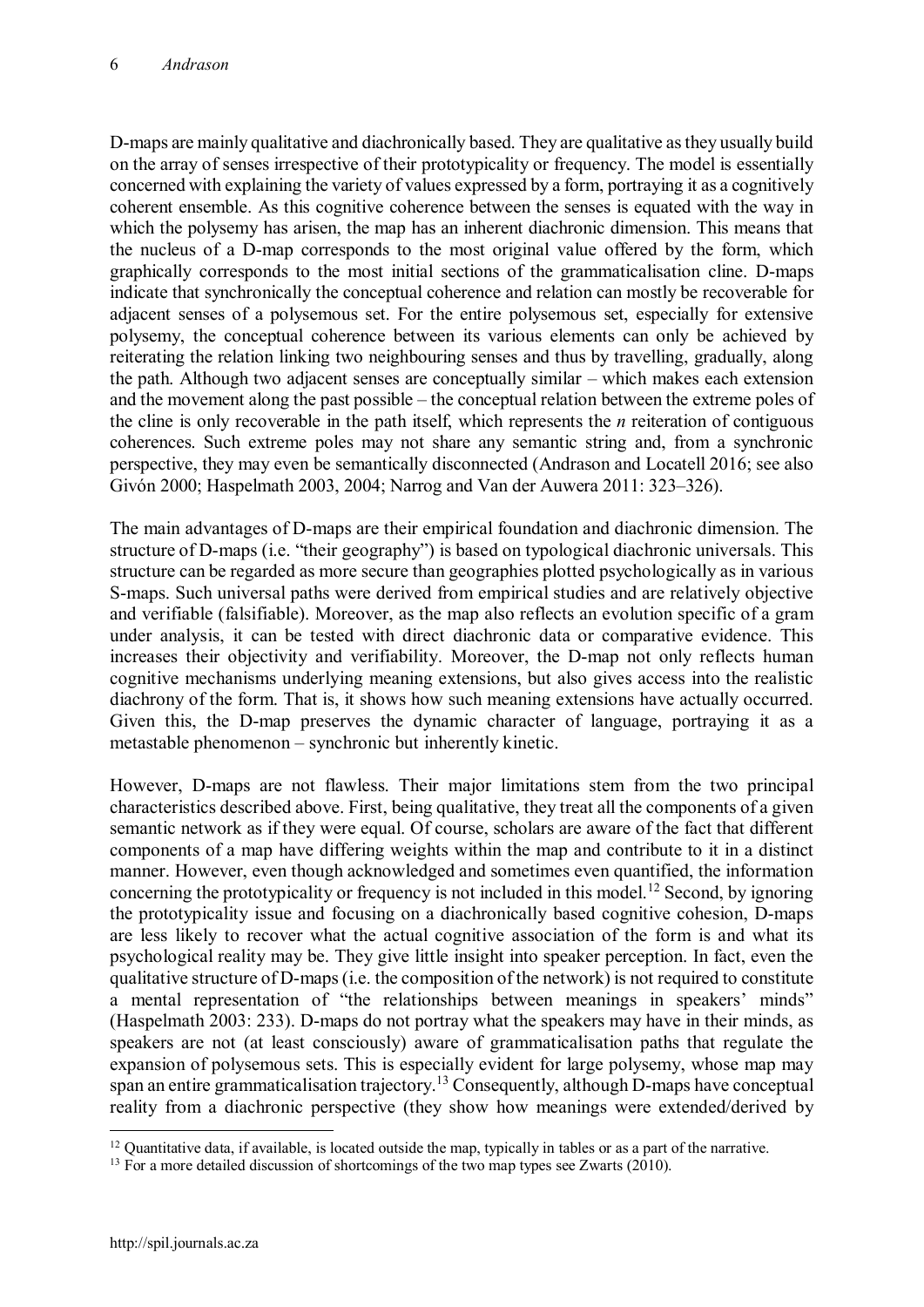D-maps are mainly qualitative and diachronically based. They are qualitative as they usually build on the array of senses irrespective of their prototypicality or frequency. The model is essentially concerned with explaining the variety of values expressed by a form, portraying it as a cognitively coherent ensemble. As this cognitive coherence between the senses is equated with the way in which the polysemy has arisen, the map has an inherent diachronic dimension. This means that the nucleus of a D-map corresponds to the most original value offered by the form, which graphically corresponds to the most initial sections of the grammaticalisation cline. D-maps indicate that synchronically the conceptual coherence and relation can mostly be recoverable for adjacent senses of a polysemous set. For the entire polysemous set, especially for extensive polysemy, the conceptual coherence between its various elements can only be achieved by reiterating the relation linking two neighbouring senses and thus by travelling, gradually, along the path. Although two adjacent senses are conceptually similar – which makes each extension and the movement along the past possible – the conceptual relation between the extreme poles of the cline is only recoverable in the path itself, which represents the *n* reiteration of contiguous coherences. Such extreme poles may not share any semantic string and, from a synchronic perspective, they may even be semantically disconnected (Andrason and Locatell 2016; see also Givón 2000; Haspelmath 2003, 2004; Narrog and Van der Auwera 2011: 323–326).

The main advantages of D-maps are their empirical foundation and diachronic dimension. The structure of D-maps (i.e. "their geography") is based on typological diachronic universals. This structure can be regarded as more secure than geographies plotted psychologically as in various S-maps. Such universal paths were derived from empirical studies and are relatively objective and verifiable (falsifiable). Moreover, as the map also reflects an evolution specific of a gram under analysis, it can be tested with direct diachronic data or comparative evidence. This increases their objectivity and verifiability. Moreover, the D-map not only reflects human cognitive mechanisms underlying meaning extensions, but also gives access into the realistic diachrony of the form. That is, it shows how such meaning extensions have actually occurred. Given this, the D-map preserves the dynamic character of language, portraying it as a metastable phenomenon – synchronic but inherently kinetic.

However, D-maps are not flawless. Their major limitations stem from the two principal characteristics described above. First, being qualitative, they treat all the components of a given semantic network as if they were equal. Of course, scholars are aware of the fact that different components of a map have differing weights within the map and contribute to it in a distinct manner. However, even though acknowledged and sometimes even quantified, the information concerning the prototypicality or frequency is not included in this model.[12] Second, by ignoring the prototypicality issue and focusing on a diachronically based cognitive cohesion, D-maps are less likely to recover what the actual cognitive association of the form is and what its psychological reality may be. They give little insight into speaker perception. In fact, even the qualitative structure of D-maps (i.e. the composition of the network) is not required to constitute a mental representation of "the relationships between meanings in speakers' minds" (Haspelmath 2003: 233). D-maps do not portray what the speakers may have in their minds, as speakers are not (at least consciously) aware of grammaticalisation paths that regulate the expansion of polysemous sets. This is especially evident for large polysemy, whose map may span an entire grammaticalisation trajectory.[13] Consequently, although D-maps have conceptual reality from a diachronic perspective (they show how meanings were extended/derived by

[12] Quantitative data, if available, is located outside the map, typically in tables or as a part of the narrative.

[13] For a more detailed discussion of shortcomings of the two map types see Zwarts (2010).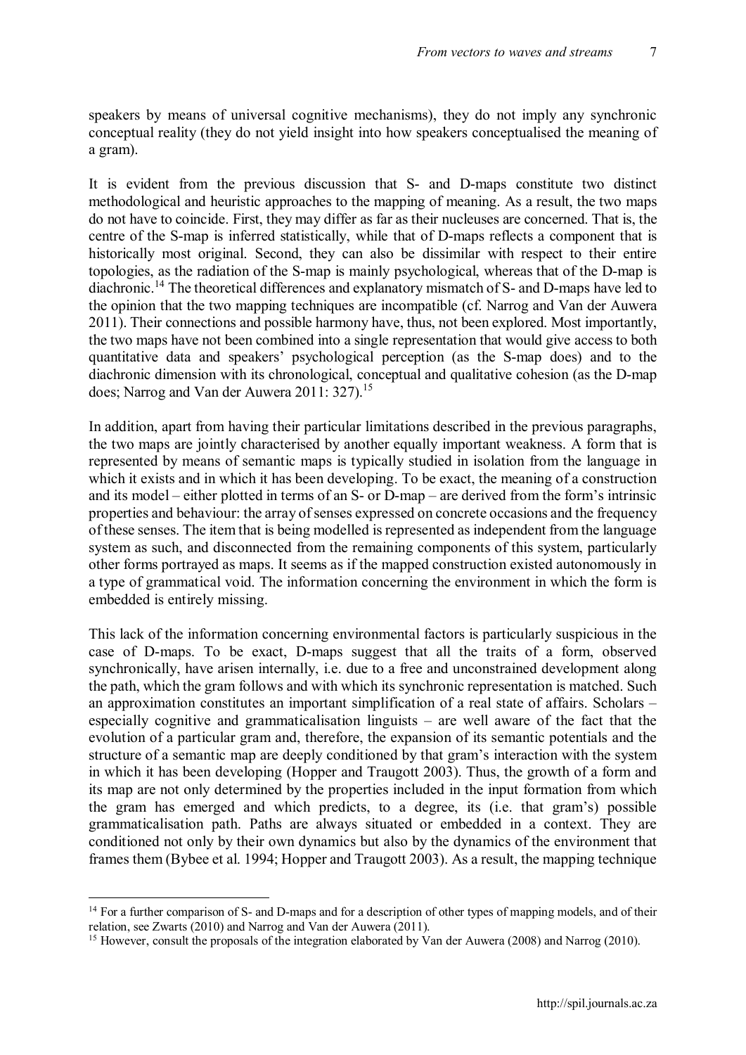speakers by means of universal cognitive mechanisms), they do not imply any synchronic conceptual reality (they do not yield insight into how speakers conceptualised the meaning of a gram).

It is evident from the previous discussion that S- and D-maps constitute two distinct methodological and heuristic approaches to the mapping of meaning. As a result, the two maps do not have to coincide. First, they may differ as far as their nucleuses are concerned. That is, the centre of the S-map is inferred statistically, while that of D-maps reflects a component that is historically most original. Second, they can also be dissimilar with respect to their entire topologies, as the radiation of the S-map is mainly psychological, whereas that of the D-map is diachronic.[14] The theoretical differences and explanatory mismatch of S- and D-maps have led to the opinion that the two mapping techniques are incompatible (cf. Narrog and Van der Auwera 2011). Their connections and possible harmony have, thus, not been explored. Most importantly, the two maps have not been combined into a single representation that would give access to both quantitative data and speakers' psychological perception (as the S-map does) and to the diachronic dimension with its chronological, conceptual and qualitative cohesion (as the D-map does; Narrog and Van der Auwera 2011: 327).[15]

In addition, apart from having their particular limitations described in the previous paragraphs, the two maps are jointly characterised by another equally important weakness. A form that is represented by means of semantic maps is typically studied in isolation from the language in which it exists and in which it has been developing. To be exact, the meaning of a construction and its model – either plotted in terms of an S- or D-map – are derived from the form's intrinsic properties and behaviour: the array of senses expressed on concrete occasions and the frequency of these senses. The item that is being modelled is represented as independent from the language system as such, and disconnected from the remaining components of this system, particularly other forms portrayed as maps. It seems as if the mapped construction existed autonomously in a type of grammatical void. The information concerning the environment in which the form is embedded is entirely missing.

This lack of the information concerning environmental factors is particularly suspicious in the case of D-maps. To be exact, D-maps suggest that all the traits of a form, observed synchronically, have arisen internally, i.e. due to a free and unconstrained development along the path, which the gram follows and with which its synchronic representation is matched. Such an approximation constitutes an important simplification of a real state of affairs. Scholars – especially cognitive and grammaticalisation linguists – are well aware of the fact that the evolution of a particular gram and, therefore, the expansion of its semantic potentials and the structure of a semantic map are deeply conditioned by that gram's interaction with the system in which it has been developing (Hopper and Traugott 2003). Thus, the growth of a form and its map are not only determined by the properties included in the input formation from which the gram has emerged and which predicts, to a degree, its (i.e. that gram's) possible grammaticalisation path. Paths are always situated or embedded in a context. They are conditioned not only by their own dynamics but also by the dynamics of the environment that frames them (Bybee et al. 1994; Hopper and Traugott 2003). As a result, the mapping technique

---

[14] For a further comparison of S- and D-maps and for a description of other types of mapping models, and of their relation, see Zwarts (2010) and Narrog and Van der Auwera (2011).

[15] However, consult the proposals of the integration elaborated by Van der Auwera (2008) and Narrog (2010).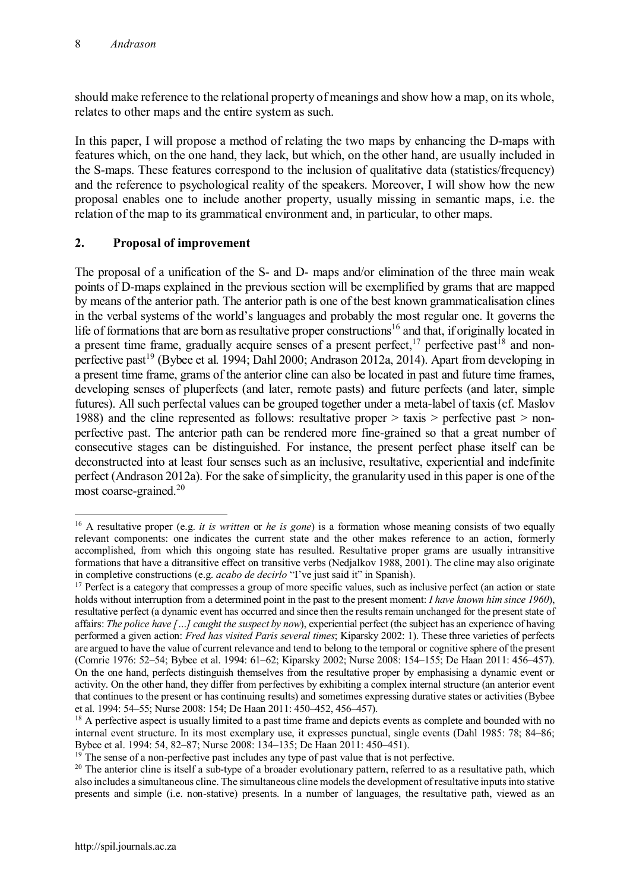should make reference to the relational property of meanings and show how a map, on its whole, relates to other maps and the entire system as such.

In this paper, I will propose a method of relating the two maps by enhancing the D-maps with features which, on the one hand, they lack, but which, on the other hand, are usually included in the S-maps. These features correspond to the inclusion of qualitative data (statistics/frequency) and the reference to psychological reality of the speakers. Moreover, I will show how the new proposal enables one to include another property, usually missing in semantic maps, i.e. the relation of the map to its grammatical environment and, in particular, to other maps.

## 2. Proposal of improvement

The proposal of a unification of the S- and D- maps and/or elimination of the three main weak points of D-maps explained in the previous section will be exemplified by grams that are mapped by means of the anterior path. The anterior path is one of the best known grammaticalisation clines in the verbal systems of the world's languages and probably the most regular one. It governs the life of formations that are born as resultative proper constructions[16] and that, if originally located in a present time frame, gradually acquire senses of a present perfect,[17] perfective past[18] and non-perfective past[19] (Bybee et al. 1994; Dahl 2000; Andrason 2012a, 2014). Apart from developing in a present time frame, grams of the anterior cline can also be located in past and future time frames, developing senses of pluperfects (and later, remote pasts) and future perfects (and later, simple futures). All such perfectal values can be grouped together under a meta-label of taxis (cf. Maslov 1988) and the cline represented as follows: resultative proper > taxis > perfective past > non-perfective past. The anterior path can be rendered more fine-grained so that a great number of consecutive stages can be distinguished. For instance, the present perfect phase itself can be deconstructed into at least four senses such as an inclusive, resultative, experiential and indefinite perfect (Andrason 2012a). For the sake of simplicity, the granularity used in this paper is one of the most coarse-grained.[20]

---

[16] A resultative proper (e.g. *it is written* or *he is gone*) is a formation whose meaning consists of two equally relevant components: one indicates the current state and the other makes reference to an action, formerly accomplished, from which this ongoing state has resulted. Resultative proper grams are usually intransitive formations that have a ditransitive effect on transitive verbs (Nedjalkov 1988, 2001). The cline may also originate in completive constructions (e.g. *acabo de decirlo* "I've just said it" in Spanish).

[17] Perfect is a category that compresses a group of more specific values, such as inclusive perfect (an action or state holds without interruption from a determined point in the past to the present moment: *I have known him since 1960*), resultative perfect (a dynamic event has occurred and since then the results remain unchanged for the present state of affairs: *The police have […] caught the suspect by now*), experiential perfect (the subject has an experience of having performed a given action: *Fred has visited Paris several times*; Kiparsky 2002: 1). These three varieties of perfects are argued to have the value of current relevance and tend to belong to the temporal or cognitive sphere of the present (Comrie 1976: 52–54; Bybee et al. 1994: 61–62; Kiparsky 2002; Nurse 2008: 154–155; De Haan 2011: 456–457). On the one hand, perfects distinguish themselves from the resultative proper by emphasising a dynamic event or activity. On the other hand, they differ from perfectives by exhibiting a complex internal structure (an anterior event that continues to the present or has continuing results) and sometimes expressing durative states or activities (Bybee et al. 1994: 54–55; Nurse 2008: 154; De Haan 2011: 450–452, 456–457).

[18] A perfective aspect is usually limited to a past time frame and depicts events as complete and bounded with no internal event structure. In its most exemplary use, it expresses punctual, single events (Dahl 1985: 78; 84–86; Bybee et al. 1994: 54, 82–87; Nurse 2008: 134–135; De Haan 2011: 450–451).

[19] The sense of a non-perfective past includes any type of past value that is not perfective.

[20] The anterior cline is itself a sub-type of a broader evolutionary pattern, referred to as a resultative path, which also includes a simultaneous cline. The simultaneous cline models the development of resultative inputs into stative presents and simple (i.e. non-stative) presents. In a number of languages, the resultative path, viewed as an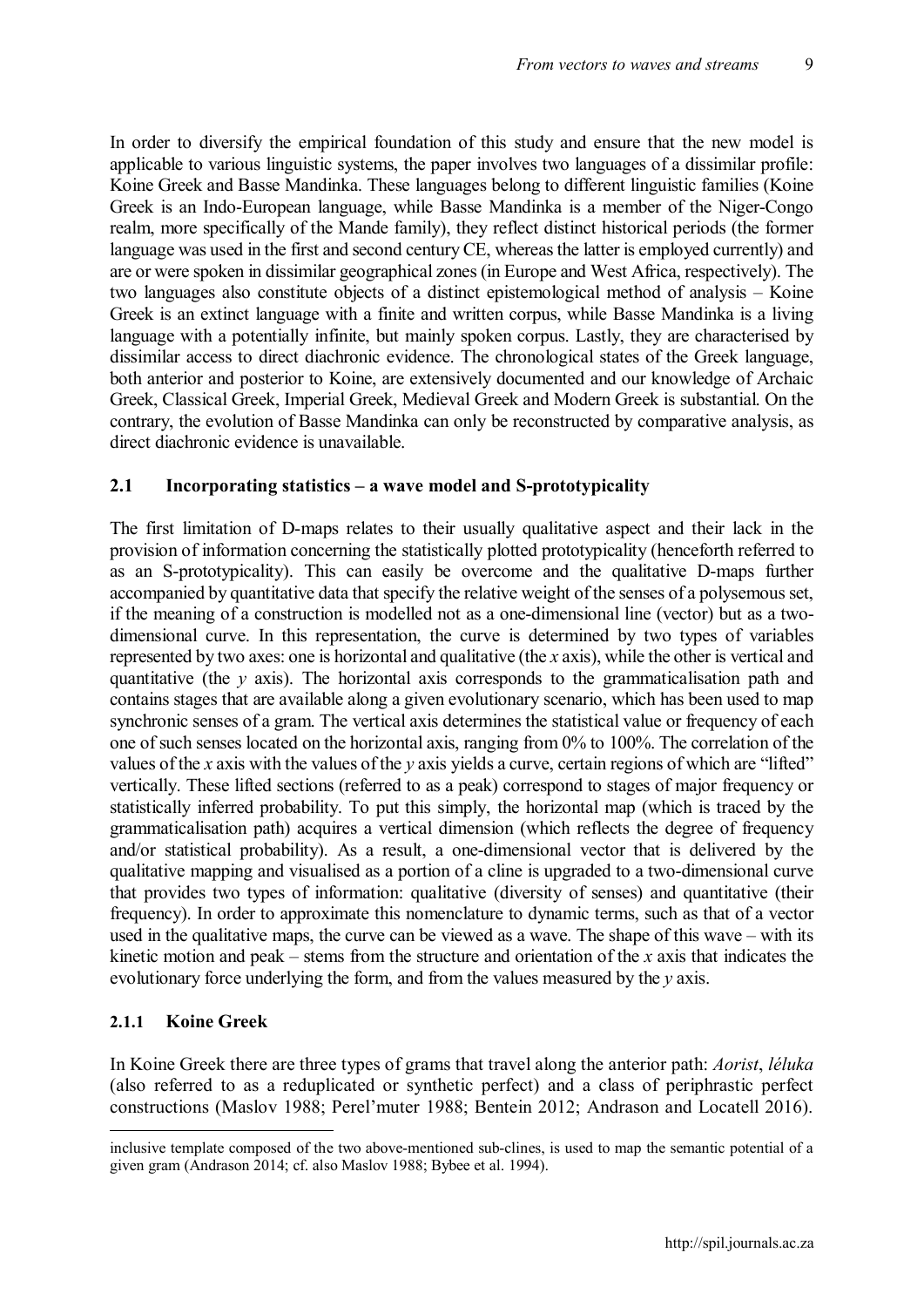In order to diversify the empirical foundation of this study and ensure that the new model is applicable to various linguistic systems, the paper involves two languages of a dissimilar profile: Koine Greek and Basse Mandinka. These languages belong to different linguistic families (Koine Greek is an Indo-European language, while Basse Mandinka is a member of the Niger-Congo realm, more specifically of the Mande family), they reflect distinct historical periods (the former language was used in the first and second century CE, whereas the latter is employed currently) and are or were spoken in dissimilar geographical zones (in Europe and West Africa, respectively). The two languages also constitute objects of a distinct epistemological method of analysis – Koine Greek is an extinct language with a finite and written corpus, while Basse Mandinka is a living language with a potentially infinite, but mainly spoken corpus. Lastly, they are characterised by dissimilar access to direct diachronic evidence. The chronological states of the Greek language, both anterior and posterior to Koine, are extensively documented and our knowledge of Archaic Greek, Classical Greek, Imperial Greek, Medieval Greek and Modern Greek is substantial. On the contrary, the evolution of Basse Mandinka can only be reconstructed by comparative analysis, as direct diachronic evidence is unavailable.

### 2.1 Incorporating statistics – a wave model and S-prototypicality

The first limitation of D-maps relates to their usually qualitative aspect and their lack in the provision of information concerning the statistically plotted prototypicality (henceforth referred to as an S-prototypicality). This can easily be overcome and the qualitative D-maps further accompanied by quantitative data that specify the relative weight of the senses of a polysemous set, if the meaning of a construction is modelled not as a one-dimensional line (vector) but as a two-dimensional curve. In this representation, the curve is determined by two types of variables represented by two axes: one is horizontal and qualitative (the *x* axis), while the other is vertical and quantitative (the *y* axis). The horizontal axis corresponds to the grammaticalisation path and contains stages that are available along a given evolutionary scenario, which has been used to map synchronic senses of a gram. The vertical axis determines the statistical value or frequency of each one of such senses located on the horizontal axis, ranging from 0% to 100%. The correlation of the values of the *x* axis with the values of the *y* axis yields a curve, certain regions of which are "lifted" vertically. These lifted sections (referred to as a peak) correspond to stages of major frequency or statistically inferred probability. To put this simply, the horizontal map (which is traced by the grammaticalisation path) acquires a vertical dimension (which reflects the degree of frequency and/or statistical probability). As a result, a one-dimensional vector that is delivered by the qualitative mapping and visualised as a portion of a cline is upgraded to a two-dimensional curve that provides two types of information: qualitative (diversity of senses) and quantitative (their frequency). In order to approximate this nomenclature to dynamic terms, such as that of a vector used in the qualitative maps, the curve can be viewed as a wave. The shape of this wave – with its kinetic motion and peak – stems from the structure and orientation of the *x* axis that indicates the evolutionary force underlying the form, and from the values measured by the *y* axis.

#### 2.1.1 Koine Greek

In Koine Greek there are three types of grams that travel along the anterior path: *Aorist*, *léluka* (also referred to as a reduplicated or synthetic perfect) and a class of periphrastic perfect constructions (Maslov 1988; Perel'muter 1988; Bentein 2012; Andrason and Locatell 2016).

inclusive template composed of the two above-mentioned sub-clines, is used to map the semantic potential of a given gram (Andrason 2014; cf. also Maslov 1988; Bybee et al. 1994).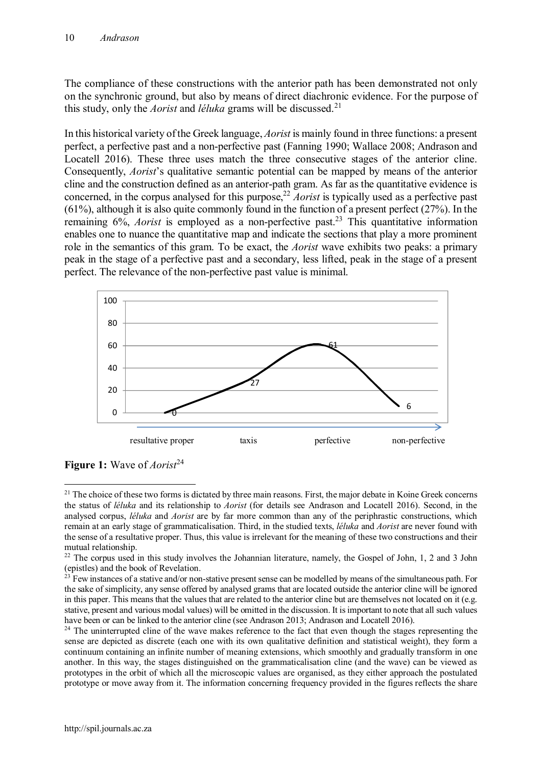The compliance of these constructions with the anterior path has been demonstrated not only on the synchronic ground, but also by means of direct diachronic evidence. For the purpose of this study, only the *Aorist* and *léluka* grams will be discussed.[21]

In this historical variety of the Greek language, *Aorist* is mainly found in three functions: a present perfect, a perfective past and a non-perfective past (Fanning 1990; Wallace 2008; Andrason and Locatell 2016). These three uses match the three consecutive stages of the anterior cline. Consequently, *Aorist*'s qualitative semantic potential can be mapped by means of the anterior cline and the construction defined as an anterior-path gram. As far as the quantitative evidence is concerned, in the corpus analysed for this purpose,[22] *Aorist* is typically used as a perfective past (61%), although it is also quite commonly found in the function of a present perfect (27%). In the remaining 6%, *Aorist* is employed as a non-perfective past.[23] This quantitative information enables one to nuance the quantitative map and indicate the sections that play a more prominent role in the semantics of this gram. To be exact, the *Aorist* wave exhibits two peaks: a primary peak in the stage of a perfective past and a secondary, less lifted, peak in the stage of a present perfect. The relevance of the non-perfective past value is minimal.

| | resultative proper | taxis | perfective | non-perfective |
|---|---|---|---|---|
| % | 0 | 27 | 61 | 6 |

**Figure 1:** Wave of *Aorist*[24]

[21] The choice of these two forms is dictated by three main reasons. First, the major debate in Koine Greek concerns the status of *léluka* and its relationship to *Aorist* (for details see Andrason and Locatell 2016). Second, in the analysed corpus, *léluka* and *Aorist* are by far more common than any of the periphrastic constructions, which remain at an early stage of grammaticalisation. Third, in the studied texts, *léluka* and *Aorist* are never found with the sense of a resultative proper. Thus, this value is irrelevant for the meaning of these two constructions and their mutual relationship.

[22] The corpus used in this study involves the Johannian literature, namely, the Gospel of John, 1, 2 and 3 John (epistles) and the book of Revelation.

[23] Few instances of a stative and/or non-stative present sense can be modelled by means of the simultaneous path. For the sake of simplicity, any sense offered by analysed grams that are located outside the anterior cline will be ignored in this paper. This means that the values that are related to the anterior cline but are themselves not located on it (e.g. stative, present and various modal values) will be omitted in the discussion. It is important to note that all such values have been or can be linked to the anterior cline (see Andrason 2013; Andrason and Locatell 2016).

[24] The uninterrupted cline of the wave makes reference to the fact that even though the stages representing the sense are depicted as discrete (each one with its own qualitative definition and statistical weight), they form a continuum containing an infinite number of meaning extensions, which smoothly and gradually transform in one another. In this way, the stages distinguished on the grammaticalisation cline (and the wave) can be viewed as prototypes in the orbit of which all the microscopic values are organised, as they either approach the postulated prototype or move away from it. The information concerning frequency provided in the figures reflects the share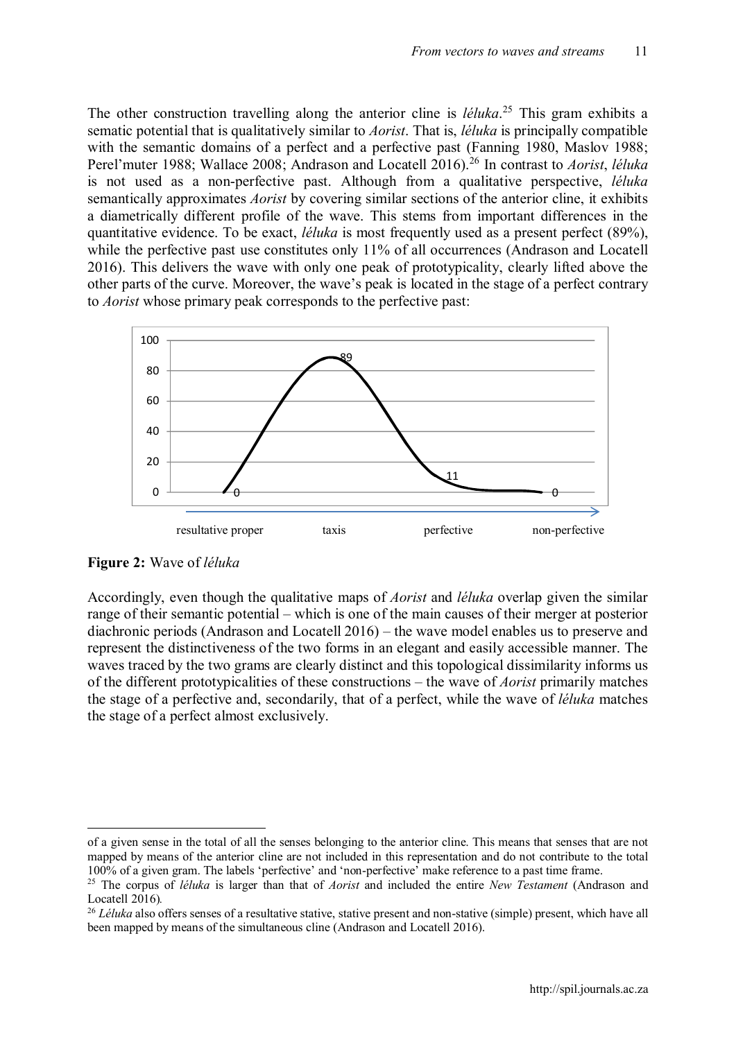The other construction travelling along the anterior cline is *léluka*.[25] This gram exhibits a sematic potential that is qualitatively similar to *Aorist*. That is, *léluka* is principally compatible with the semantic domains of a perfect and a perfective past (Fanning 1980, Maslov 1988; Perel'muter 1988; Wallace 2008; Andrason and Locatell 2016).[26] In contrast to *Aorist*, *léluka* is not used as a non-perfective past. Although from a qualitative perspective, *léluka* semantically approximates *Aorist* by covering similar sections of the anterior cline, it exhibits a diametrically different profile of the wave. This stems from important differences in the quantitative evidence. To be exact, *léluka* is most frequently used as a present perfect (89%), while the perfective past use constitutes only 11% of all occurrences (Andrason and Locatell 2016). This delivers the wave with only one peak of prototypicality, clearly lifted above the other parts of the curve. Moreover, the wave's peak is located in the stage of a perfect contrary to *Aorist* whose primary peak corresponds to the perfective past:

**Figure 2:** Wave of *léluka*

Accordingly, even though the qualitative maps of *Aorist* and *léluka* overlap given the similar range of their semantic potential – which is one of the main causes of their merger at posterior diachronic periods (Andrason and Locatell 2016) – the wave model enables us to preserve and represent the distinctiveness of the two forms in an elegant and easily accessible manner. The waves traced by the two grams are clearly distinct and this topological dissimilarity informs us of the different prototypicalities of these constructions – the wave of *Aorist* primarily matches the stage of a perfective and, secondarily, that of a perfect, while the wave of *léluka* matches the stage of a perfect almost exclusively.

---

of a given sense in the total of all the senses belonging to the anterior cline. This means that senses that are not mapped by means of the anterior cline are not included in this representation and do not contribute to the total 100% of a given gram. The labels 'perfective' and 'non-perfective' make reference to a past time frame.

[25] The corpus of *léluka* is larger than that of *Aorist* and included the entire *New Testament* (Andrason and Locatell 2016).

[26] *Léluka* also offers senses of a resultative stative, stative present and non-stative (simple) present, which have all been mapped by means of the simultaneous cline (Andrason and Locatell 2016).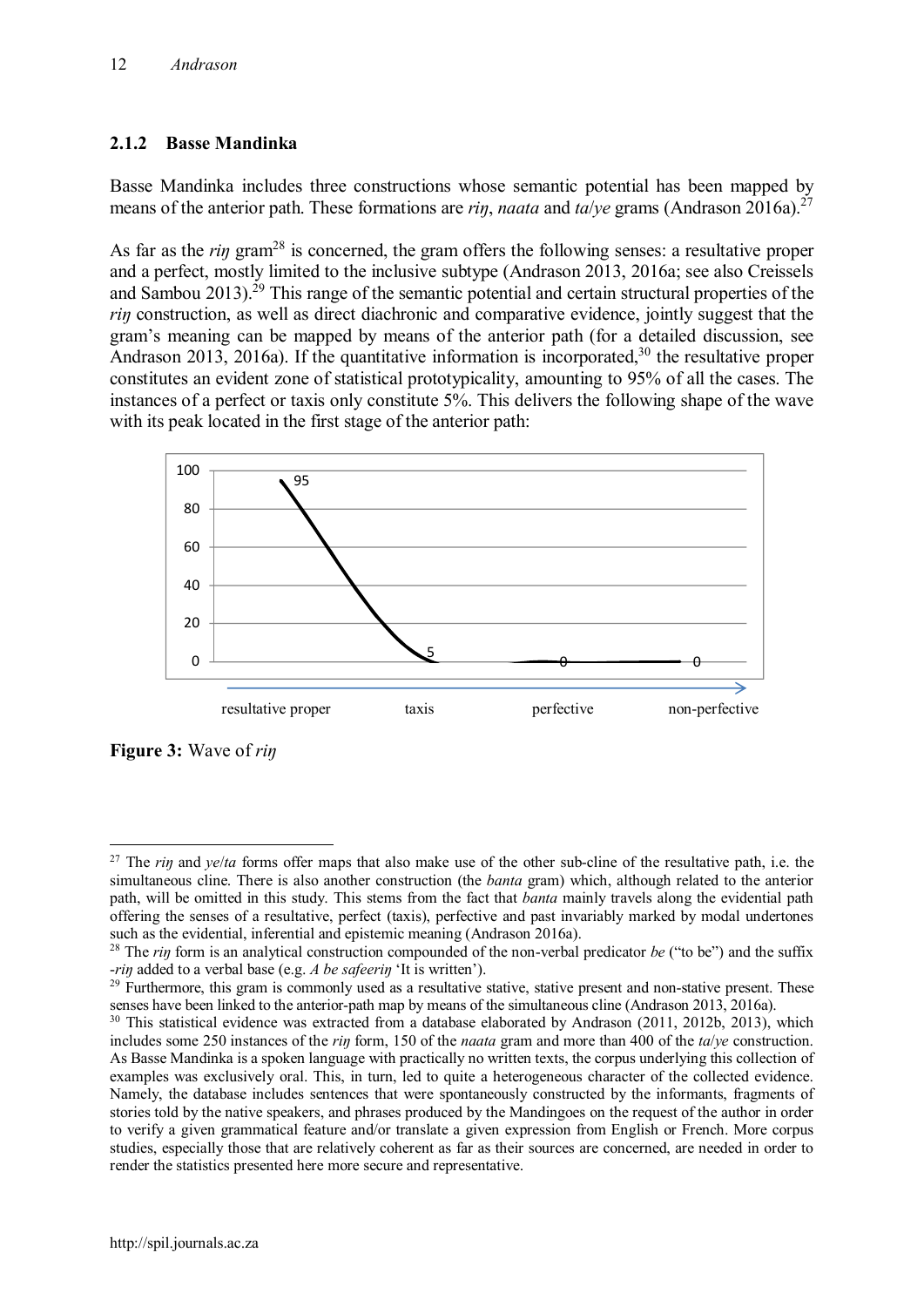### 2.1.2 Basse Mandinka

Basse Mandinka includes three constructions whose semantic potential has been mapped by means of the anterior path. These formations are *riŋ*, *naata* and *ta*/*ye* grams (Andrason 2016a).[27]

As far as the *riŋ* gram[28] is concerned, the gram offers the following senses: a resultative proper and a perfect, mostly limited to the inclusive subtype (Andrason 2013, 2016a; see also Creissels and Sambou 2013).[29] This range of the semantic potential and certain structural properties of the *riŋ* construction, as well as direct diachronic and comparative evidence, jointly suggest that the gram's meaning can be mapped by means of the anterior path (for a detailed discussion, see Andrason 2013, 2016a). If the quantitative information is incorporated,[30] the resultative proper constitutes an evident zone of statistical prototypicality, amounting to 95% of all the cases. The instances of a perfect or taxis only constitute 5%. This delivers the following shape of the wave with its peak located in the first stage of the anterior path:

| resultative proper | taxis | perfective | non-perfective |
|---|---|---|---|
| 95 | 5 | 0 | 0 |

**Figure 3:** Wave of *riŋ*

---

[27] The *riŋ* and *ye*/*ta* forms offer maps that also make use of the other sub-cline of the resultative path, i.e. the simultaneous cline. There is also another construction (the *banta* gram) which, although related to the anterior path, will be omitted in this study. This stems from the fact that *banta* mainly travels along the evidential path offering the senses of a resultative, perfect (taxis), perfective and past invariably marked by modal undertones such as the evidential, inferential and epistemic meaning (Andrason 2016a).

[28] The *riŋ* form is an analytical construction compounded of the non-verbal predicator *be* ("to be") and the suffix -*riŋ* added to a verbal base (e.g. *A be safeeriŋ* 'It is written').

[29] Furthermore, this gram is commonly used as a resultative stative, stative present and non-stative present. These senses have been linked to the anterior-path map by means of the simultaneous cline (Andrason 2013, 2016a).

[30] This statistical evidence was extracted from a database elaborated by Andrason (2011, 2012b, 2013), which includes some 250 instances of the *riŋ* form, 150 of the *naata* gram and more than 400 of the *ta*/*ye* construction. As Basse Mandinka is a spoken language with practically no written texts, the corpus underlying this collection of examples was exclusively oral. This, in turn, led to quite a heterogeneous character of the collected evidence. Namely, the database includes sentences that were spontaneously constructed by the informants, fragments of stories told by the native speakers, and phrases produced by the Mandingoes on the request of the author in order to verify a given grammatical feature and/or translate a given expression from English or French. More corpus studies, especially those that are relatively coherent as far as their sources are concerned, are needed in order to render the statistics presented here more secure and representative.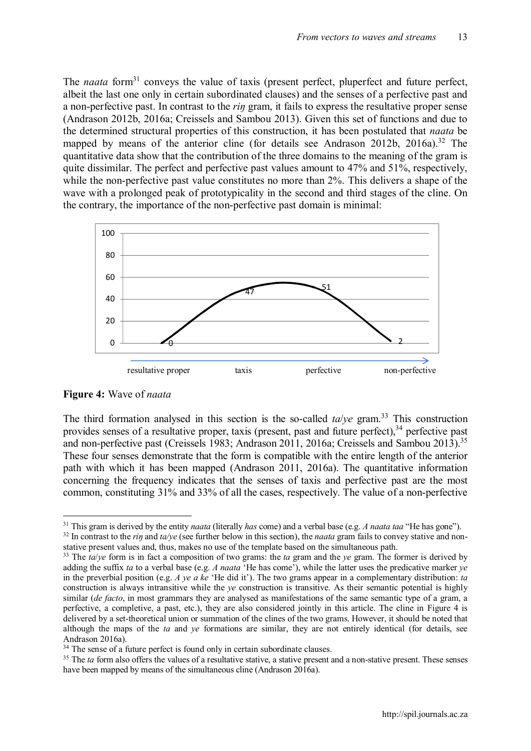The *naata* form[31] conveys the value of taxis (present perfect, pluperfect and future perfect, albeit the last one only in certain subordinated clauses) and the senses of a perfective past and a non-perfective past. In contrast to the *riŋ* gram, it fails to express the resultative proper sense (Andrason 2012b, 2016a; Creissels and Sambou 2013). Given this set of functions and due to the determined structural properties of this construction, it has been postulated that *naata* be mapped by means of the anterior cline (for details see Andrason 2012b, 2016a).[32] The quantitative data show that the contribution of the three domains to the meaning of the gram is quite dissimilar. The perfect and perfective past values amount to 47% and 51%, respectively, while the non-perfective past value constitutes no more than 2%. This delivers a shape of the wave with a prolonged peak of prototypicality in the second and third stages of the cline. On the contrary, the importance of the non-perfective past domain is minimal:

**Figure 4:** Wave of *naata*

The third formation analysed in this section is the so-called *ta*/*ye* gram.[33] This construction provides senses of a resultative proper, taxis (present, past and future perfect),[34] perfective past and non-perfective past (Creissels 1983; Andrason 2011, 2016a; Creissels and Sambou 2013).[35] These four senses demonstrate that the form is compatible with the entire length of the anterior path with which it has been mapped (Andrason 2011, 2016a). The quantitative information concerning the frequency indicates that the senses of taxis and perfective past are the most common, constituting 31% and 33% of all the cases, respectively. The value of a non-perfective

---

[31] This gram is derived by the entity *naata* (literally *has* come) and a verbal base (e.g. *A naata taa* "He has gone").

[32] In contrast to the *riŋ* and *ta/ye* (see further below in this section), the *naata* gram fails to convey stative and non-stative present values and, thus, makes no use of the template based on the simultaneous path.

[33] The *ta*/*ye* form is in fact a composition of two grams: the *ta* gram and the *ye* gram. The former is derived by adding the suffix *ta* to a verbal base (e.g. *A naata* 'He has come'), while the latter uses the predicative marker *ye* in the preverbial position (e.g. *A ye a ke* 'He did it'). The two grams appear in a complementary distribution: *ta* construction is always intransitive while the *ye* construction is transitive. As their semantic potential is highly similar (*de facto*, in most grammars they are analysed as manifestations of the same semantic type of a gram, a perfective, a completive, a past, etc.), they are also considered jointly in this article. The cline in Figure 4 is delivered by a set-theoretical union or summation of the clines of the two grams. However, it should be noted that although the maps of the *ta* and *ye* formations are similar, they are not entirely identical (for details, see Andrason 2016a).

[34] The sense of a future perfect is found only in certain subordinate clauses.

[35] The *ta* form also offers the values of a resultative stative, a stative present and a non-stative present. These senses have been mapped by means of the simultaneous cline (Andrason 2016a).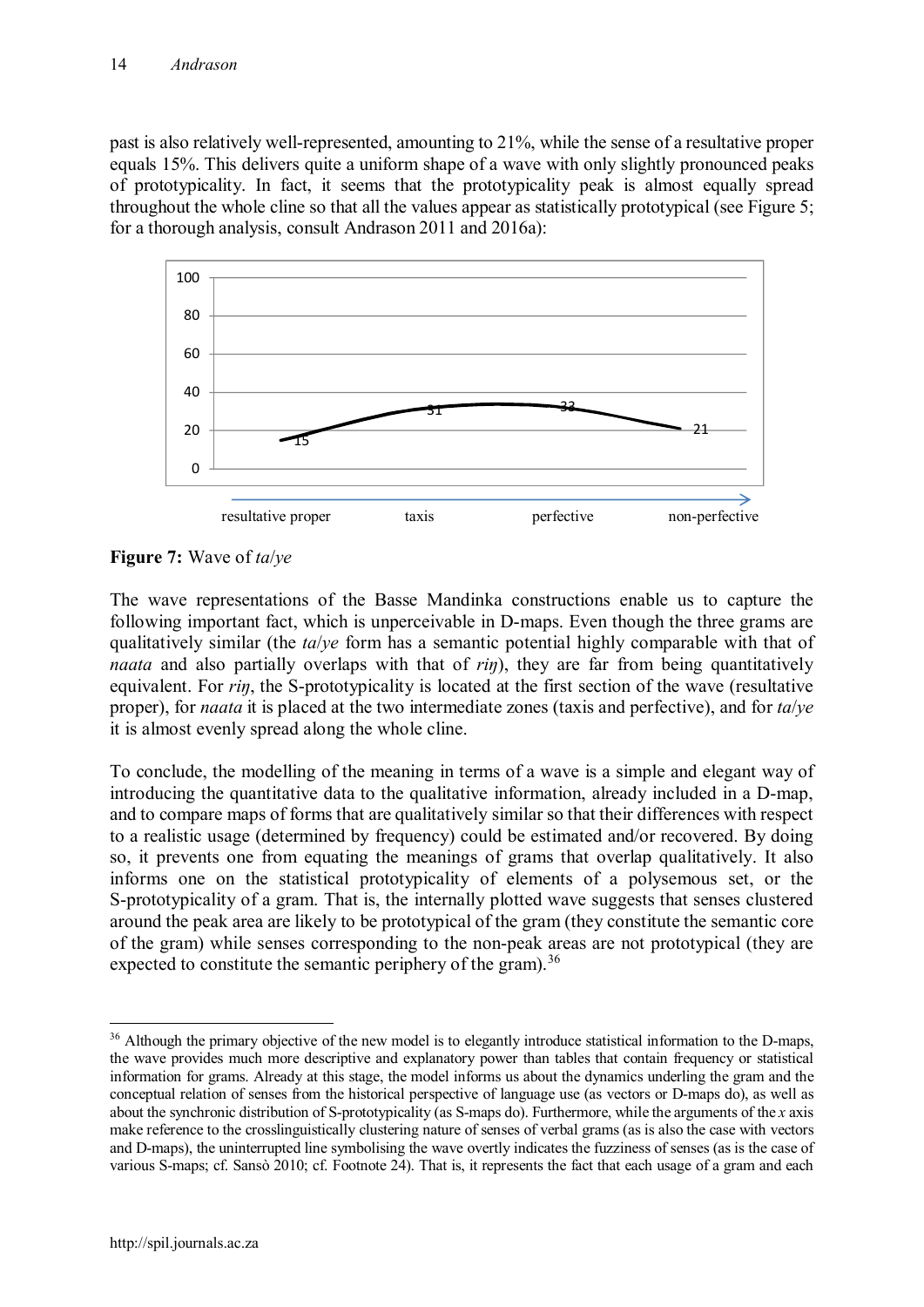past is also relatively well-represented, amounting to 21%, while the sense of a resultative proper equals 15%. This delivers quite a uniform shape of a wave with only slightly pronounced peaks of prototypicality. In fact, it seems that the prototypicality peak is almost equally spread throughout the whole cline so that all the values appear as statistically prototypical (see Figure 5; for a thorough analysis, consult Andrason 2011 and 2016a):

**Figure 7:** Wave of *ta*/*ye*

The wave representations of the Basse Mandinka constructions enable us to capture the following important fact, which is unperceivable in D-maps. Even though the three grams are qualitatively similar (the *ta*/*ye* form has a semantic potential highly comparable with that of *naata* and also partially overlaps with that of *riŋ*), they are far from being quantitatively equivalent. For *riŋ*, the S-prototypicality is located at the first section of the wave (resultative proper), for *naata* it is placed at the two intermediate zones (taxis and perfective), and for *ta*/*ye* it is almost evenly spread along the whole cline.

To conclude, the modelling of the meaning in terms of a wave is a simple and elegant way of introducing the quantitative data to the qualitative information, already included in a D-map, and to compare maps of forms that are qualitatively similar so that their differences with respect to a realistic usage (determined by frequency) could be estimated and/or recovered. By doing so, it prevents one from equating the meanings of grams that overlap qualitatively. It also informs one on the statistical prototypicality of elements of a polysemous set, or the S-prototypicality of a gram. That is, the internally plotted wave suggests that senses clustered around the peak area are likely to be prototypical of the gram (they constitute the semantic core of the gram) while senses corresponding to the non-peak areas are not prototypical (they are expected to constitute the semantic periphery of the gram).[36]

[36] Although the primary objective of the new model is to elegantly introduce statistical information to the D-maps, the wave provides much more descriptive and explanatory power than tables that contain frequency or statistical information for grams. Already at this stage, the model informs us about the dynamics underling the gram and the conceptual relation of senses from the historical perspective of language use (as vectors or D-maps do), as well as about the synchronic distribution of S-prototypicality (as S-maps do). Furthermore, while the arguments of the *x* axis make reference to the crosslinguistically clustering nature of senses of verbal grams (as is also the case with vectors and D-maps), the uninterrupted line symbolising the wave overtly indicates the fuzziness of senses (as is the case of various S-maps; cf. Sansò 2010; cf. Footnote 24). That is, it represents the fact that each usage of a gram and each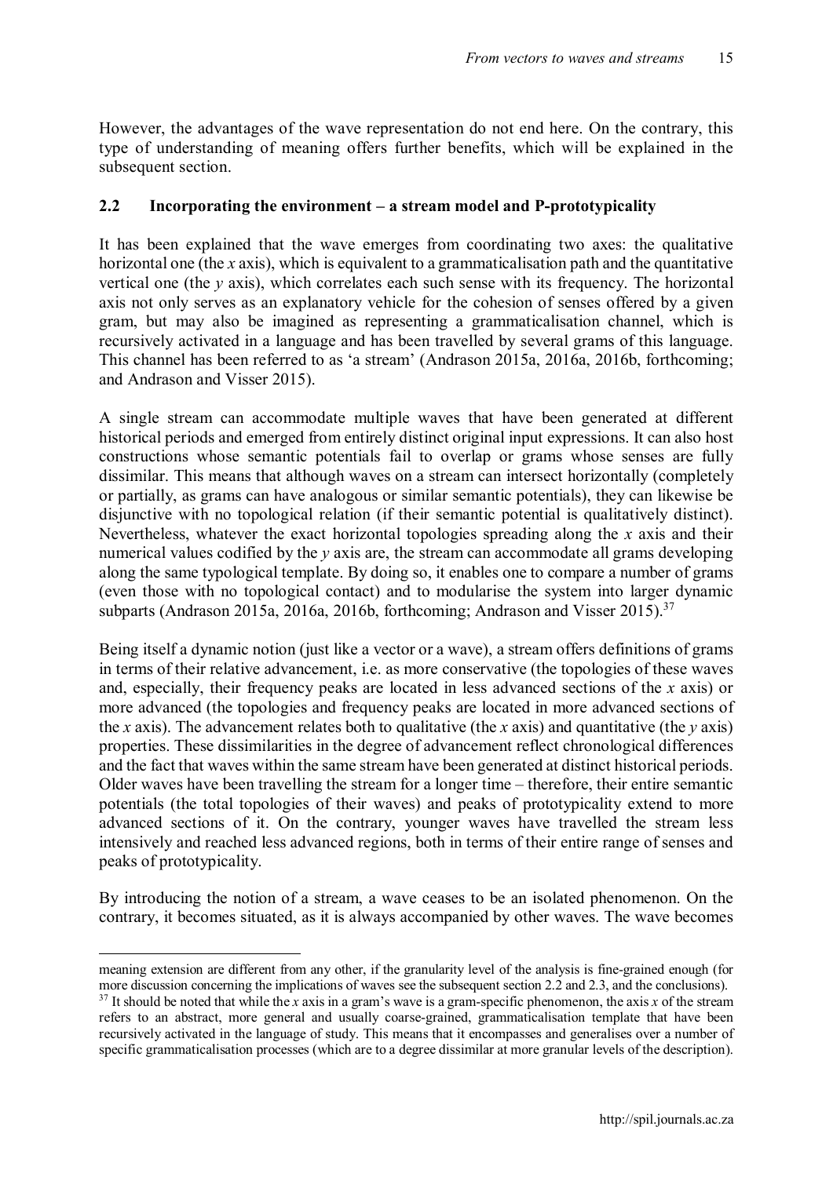However, the advantages of the wave representation do not end here. On the contrary, this type of understanding of meaning offers further benefits, which will be explained in the subsequent section.

### 2.2 Incorporating the environment – a stream model and P-prototypicality

It has been explained that the wave emerges from coordinating two axes: the qualitative horizontal one (the *x* axis), which is equivalent to a grammaticalisation path and the quantitative vertical one (the *y* axis), which correlates each such sense with its frequency. The horizontal axis not only serves as an explanatory vehicle for the cohesion of senses offered by a given gram, but may also be imagined as representing a grammaticalisation channel, which is recursively activated in a language and has been travelled by several grams of this language. This channel has been referred to as 'a stream' (Andrason 2015a, 2016a, 2016b, forthcoming; and Andrason and Visser 2015).

A single stream can accommodate multiple waves that have been generated at different historical periods and emerged from entirely distinct original input expressions. It can also host constructions whose semantic potentials fail to overlap or grams whose senses are fully dissimilar. This means that although waves on a stream can intersect horizontally (completely or partially, as grams can have analogous or similar semantic potentials), they can likewise be disjunctive with no topological relation (if their semantic potential is qualitatively distinct). Nevertheless, whatever the exact horizontal topologies spreading along the *x* axis and their numerical values codified by the *y* axis are, the stream can accommodate all grams developing along the same typological template. By doing so, it enables one to compare a number of grams (even those with no topological contact) and to modularise the system into larger dynamic subparts (Andrason 2015a, 2016a, 2016b, forthcoming; Andrason and Visser 2015).[37]

Being itself a dynamic notion (just like a vector or a wave), a stream offers definitions of grams in terms of their relative advancement, i.e. as more conservative (the topologies of these waves and, especially, their frequency peaks are located in less advanced sections of the *x* axis) or more advanced (the topologies and frequency peaks are located in more advanced sections of the *x* axis). The advancement relates both to qualitative (the *x* axis) and quantitative (the *y* axis) properties. These dissimilarities in the degree of advancement reflect chronological differences and the fact that waves within the same stream have been generated at distinct historical periods. Older waves have been travelling the stream for a longer time – therefore, their entire semantic potentials (the total topologies of their waves) and peaks of prototypicality extend to more advanced sections of it. On the contrary, younger waves have travelled the stream less intensively and reached less advanced regions, both in terms of their entire range of senses and peaks of prototypicality.

By introducing the notion of a stream, a wave ceases to be an isolated phenomenon. On the contrary, it becomes situated, as it is always accompanied by other waves. The wave becomes

---

meaning extension are different from any other, if the granularity level of the analysis is fine-grained enough (for more discussion concerning the implications of waves see the subsequent section 2.2 and 2.3, and the conclusions).

[37] It should be noted that while the *x* axis in a gram's wave is a gram-specific phenomenon, the axis *x* of the stream refers to an abstract, more general and usually coarse-grained, grammaticalisation template that have been recursively activated in the language of study. This means that it encompasses and generalises over a number of specific grammaticalisation processes (which are to a degree dissimilar at more granular levels of the description).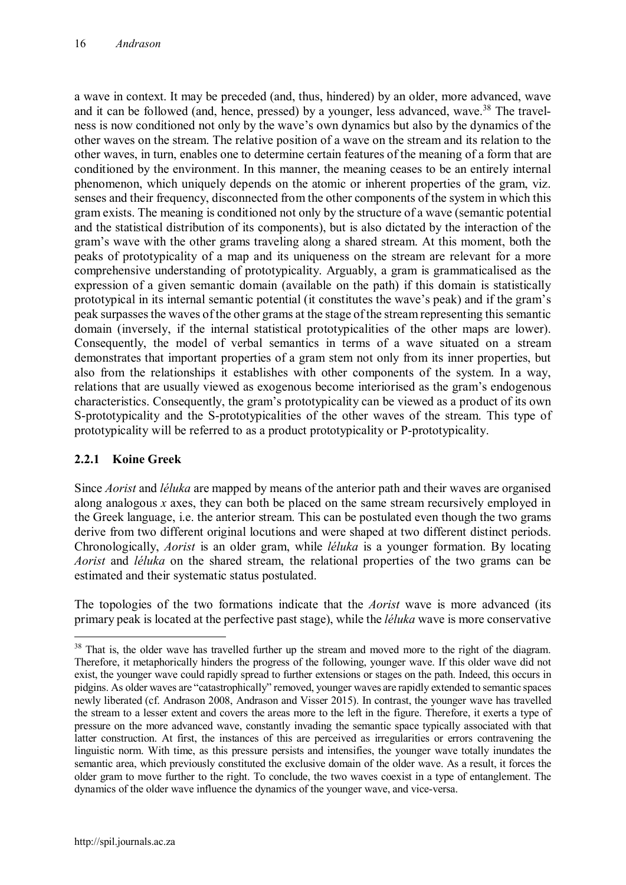a wave in context. It may be preceded (and, thus, hindered) by an older, more advanced, wave and it can be followed (and, hence, pressed) by a younger, less advanced, wave.[38] The travelness is now conditioned not only by the wave's own dynamics but also by the dynamics of the other waves on the stream. The relative position of a wave on the stream and its relation to the other waves, in turn, enables one to determine certain features of the meaning of a form that are conditioned by the environment. In this manner, the meaning ceases to be an entirely internal phenomenon, which uniquely depends on the atomic or inherent properties of the gram, viz. senses and their frequency, disconnected from the other components of the system in which this gram exists. The meaning is conditioned not only by the structure of a wave (semantic potential and the statistical distribution of its components), but is also dictated by the interaction of the gram's wave with the other grams traveling along a shared stream. At this moment, both the peaks of prototypicality of a map and its uniqueness on the stream are relevant for a more comprehensive understanding of prototypicality. Arguably, a gram is grammaticalised as the expression of a given semantic domain (available on the path) if this domain is statistically prototypical in its internal semantic potential (it constitutes the wave's peak) and if the gram's peak surpasses the waves of the other grams at the stage of the stream representing this semantic domain (inversely, if the internal statistical prototypicalities of the other maps are lower). Consequently, the model of verbal semantics in terms of a wave situated on a stream demonstrates that important properties of a gram stem not only from its inner properties, but also from the relationships it establishes with other components of the system. In a way, relations that are usually viewed as exogenous become interiorised as the gram's endogenous characteristics. Consequently, the gram's prototypicality can be viewed as a product of its own S-prototypicality and the S-prototypicalities of the other waves of the stream. This type of prototypicality will be referred to as a product prototypicality or P-prototypicality.

### 2.2.1 Koine Greek

Since *Aorist* and *léluka* are mapped by means of the anterior path and their waves are organised along analogous *x* axes, they can both be placed on the same stream recursively employed in the Greek language, i.e. the anterior stream. This can be postulated even though the two grams derive from two different original locutions and were shaped at two different distinct periods. Chronologically, *Aorist* is an older gram, while *léluka* is a younger formation. By locating *Aorist* and *léluka* on the shared stream, the relational properties of the two grams can be estimated and their systematic status postulated.

The topologies of the two formations indicate that the *Aorist* wave is more advanced (its primary peak is located at the perfective past stage), while the *léluka* wave is more conservative

[38] That is, the older wave has travelled further up the stream and moved more to the right of the diagram. Therefore, it metaphorically hinders the progress of the following, younger wave. If this older wave did not exist, the younger wave could rapidly spread to further extensions or stages on the path. Indeed, this occurs in pidgins. As older waves are "catastrophically" removed, younger waves are rapidly extended to semantic spaces newly liberated (cf. Andrason 2008, Andrason and Visser 2015). In contrast, the younger wave has travelled the stream to a lesser extent and covers the areas more to the left in the figure. Therefore, it exerts a type of pressure on the more advanced wave, constantly invading the semantic space typically associated with that latter construction. At first, the instances of this are perceived as irregularities or errors contravening the linguistic norm. With time, as this pressure persists and intensifies, the younger wave totally inundates the semantic area, which previously constituted the exclusive domain of the older wave. As a result, it forces the older gram to move further to the right. To conclude, the two waves coexist in a type of entanglement. The dynamics of the older wave influence the dynamics of the younger wave, and vice-versa.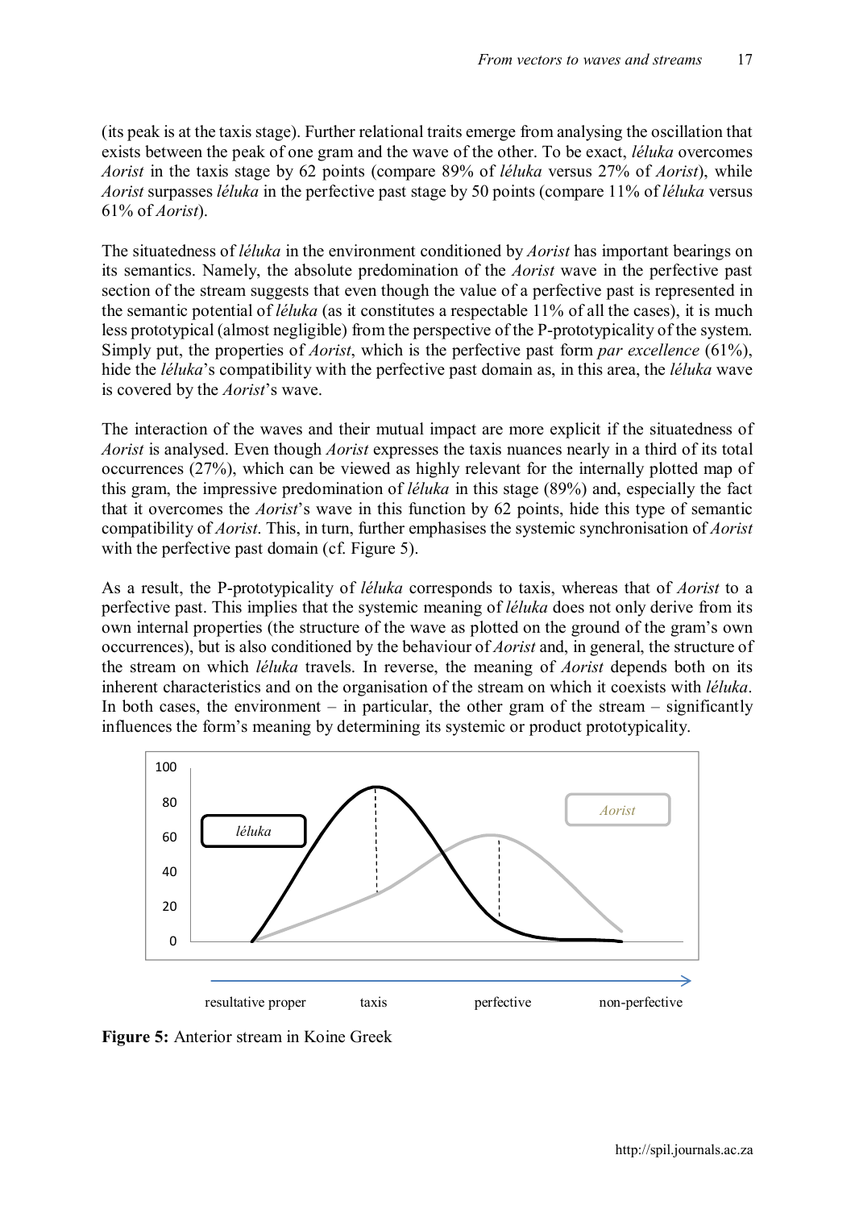(its peak is at the taxis stage). Further relational traits emerge from analysing the oscillation that exists between the peak of one gram and the wave of the other. To be exact, *léluka* overcomes *Aorist* in the taxis stage by 62 points (compare 89% of *léluka* versus 27% of *Aorist*), while *Aorist* surpasses *léluka* in the perfective past stage by 50 points (compare 11% of *léluka* versus 61% of *Aorist*).

The situatedness of *léluka* in the environment conditioned by *Aorist* has important bearings on its semantics. Namely, the absolute predomination of the *Aorist* wave in the perfective past section of the stream suggests that even though the value of a perfective past is represented in the semantic potential of *léluka* (as it constitutes a respectable 11% of all the cases), it is much less prototypical (almost negligible) from the perspective of the P-prototypicality of the system. Simply put, the properties of *Aorist*, which is the perfective past form *par excellence* (61%), hide the *léluka*'s compatibility with the perfective past domain as, in this area, the *léluka* wave is covered by the *Aorist*'s wave.

The interaction of the waves and their mutual impact are more explicit if the situatedness of *Aorist* is analysed. Even though *Aorist* expresses the taxis nuances nearly in a third of its total occurrences (27%), which can be viewed as highly relevant for the internally plotted map of this gram, the impressive predomination of *léluka* in this stage (89%) and, especially the fact that it overcomes the *Aorist*'s wave in this function by 62 points, hide this type of semantic compatibility of *Aorist*. This, in turn, further emphasises the systemic synchronisation of *Aorist* with the perfective past domain (cf. Figure 5).

As a result, the P-prototypicality of *léluka* corresponds to taxis, whereas that of *Aorist* to a perfective past. This implies that the systemic meaning of *léluka* does not only derive from its own internal properties (the structure of the wave as plotted on the ground of the gram's own occurrences), but is also conditioned by the behaviour of *Aorist* and, in general, the structure of the stream on which *léluka* travels. In reverse, the meaning of *Aorist* depends both on its inherent characteristics and on the organisation of the stream on which it coexists with *léluka*. In both cases, the environment – in particular, the other gram of the stream – significantly influences the form's meaning by determining its systemic or product prototypicality.

**Figure 5:** Anterior stream in Koine Greek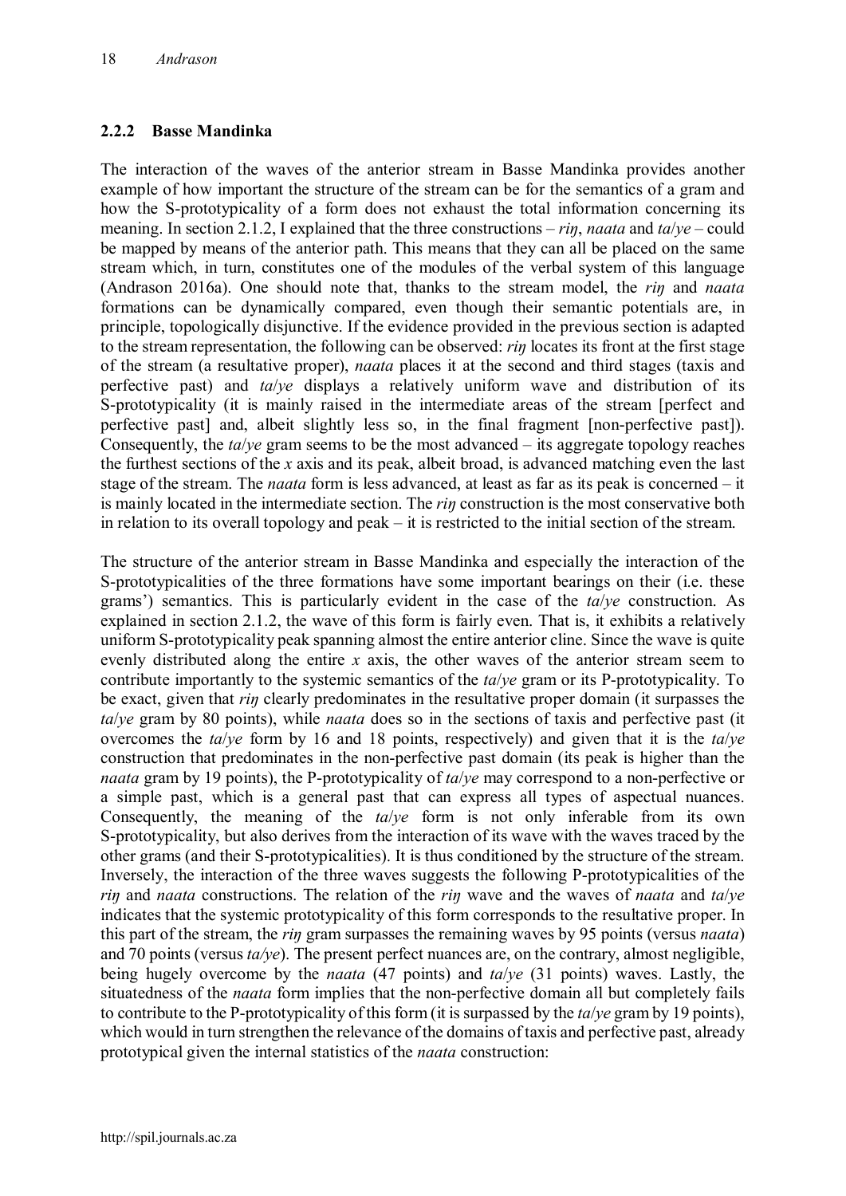### 2.2.2 Basse Mandinka

The interaction of the waves of the anterior stream in Basse Mandinka provides another example of how important the structure of the stream can be for the semantics of a gram and how the S-prototypicality of a form does not exhaust the total information concerning its meaning. In section 2.1.2, I explained that the three constructions – *riŋ*, *naata* and *ta*/*ye* – could be mapped by means of the anterior path. This means that they can all be placed on the same stream which, in turn, constitutes one of the modules of the verbal system of this language (Andrason 2016a). One should note that, thanks to the stream model, the *riŋ* and *naata* formations can be dynamically compared, even though their semantic potentials are, in principle, topologically disjunctive. If the evidence provided in the previous section is adapted to the stream representation, the following can be observed: *riŋ* locates its front at the first stage of the stream (a resultative proper), *naata* places it at the second and third stages (taxis and perfective past) and *ta*/*ye* displays a relatively uniform wave and distribution of its S-prototypicality (it is mainly raised in the intermediate areas of the stream [perfect and perfective past] and, albeit slightly less so, in the final fragment [non-perfective past]). Consequently, the *ta*/*ye* gram seems to be the most advanced – its aggregate topology reaches the furthest sections of the *x* axis and its peak, albeit broad, is advanced matching even the last stage of the stream. The *naata* form is less advanced, at least as far as its peak is concerned – it is mainly located in the intermediate section. The *riŋ* construction is the most conservative both in relation to its overall topology and peak – it is restricted to the initial section of the stream.

The structure of the anterior stream in Basse Mandinka and especially the interaction of the S-prototypicalities of the three formations have some important bearings on their (i.e. these grams') semantics. This is particularly evident in the case of the *ta*/*ye* construction. As explained in section 2.1.2, the wave of this form is fairly even. That is, it exhibits a relatively uniform S-prototypicality peak spanning almost the entire anterior cline. Since the wave is quite evenly distributed along the entire *x* axis, the other waves of the anterior stream seem to contribute importantly to the systemic semantics of the *ta*/*ye* gram or its P-prototypicality. To be exact, given that *riŋ* clearly predominates in the resultative proper domain (it surpasses the *ta*/*ye* gram by 80 points), while *naata* does so in the sections of taxis and perfective past (it overcomes the *ta*/*ye* form by 16 and 18 points, respectively) and given that it is the *ta*/*ye* construction that predominates in the non-perfective past domain (its peak is higher than the *naata* gram by 19 points), the P-prototypicality of *ta*/*ye* may correspond to a non-perfective or a simple past, which is a general past that can express all types of aspectual nuances. Consequently, the meaning of the *ta*/*ye* form is not only inferable from its own S-prototypicality, but also derives from the interaction of its wave with the waves traced by the other grams (and their S-prototypicalities). It is thus conditioned by the structure of the stream. Inversely, the interaction of the three waves suggests the following P-prototypicalities of the *riŋ* and *naata* constructions. The relation of the *riŋ* wave and the waves of *naata* and *ta*/*ye* indicates that the systemic prototypicality of this form corresponds to the resultative proper. In this part of the stream, the *riŋ* gram surpasses the remaining waves by 95 points (versus *naata*) and 70 points (versus *ta/ye*). The present perfect nuances are, on the contrary, almost negligible, being hugely overcome by the *naata* (47 points) and *ta*/*ye* (31 points) waves. Lastly, the situatedness of the *naata* form implies that the non-perfective domain all but completely fails to contribute to the P-prototypicality of this form (it is surpassed by the *ta*/*ye* gram by 19 points), which would in turn strengthen the relevance of the domains of taxis and perfective past, already prototypical given the internal statistics of the *naata* construction: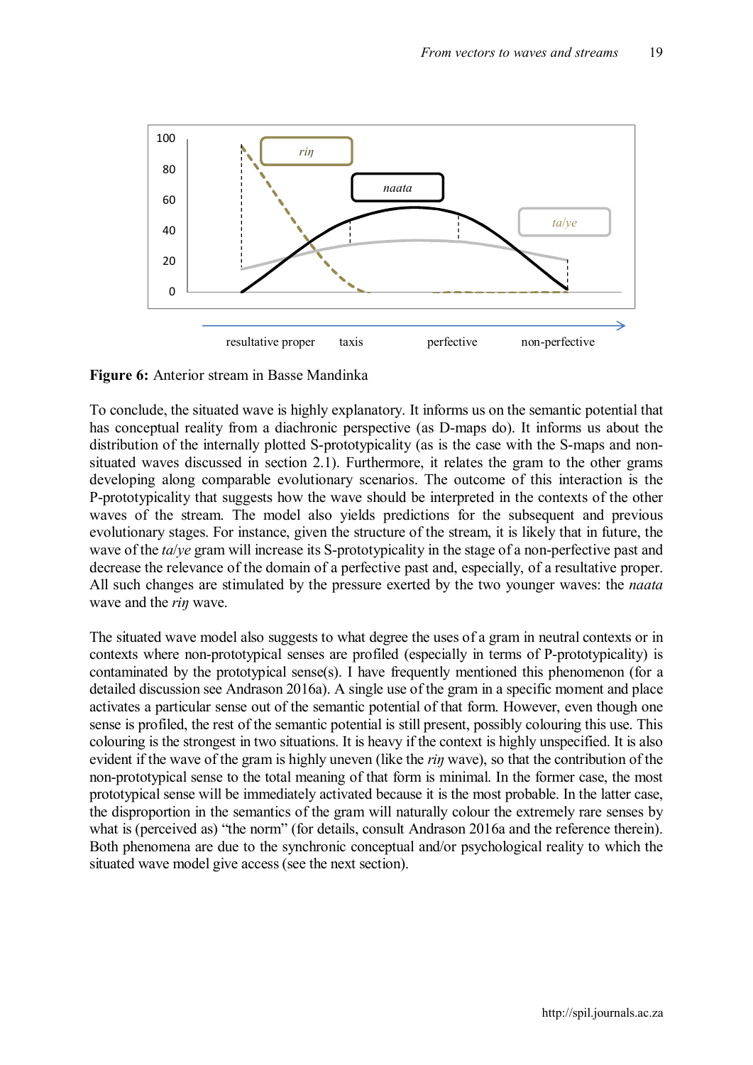**Figure 6:** Anterior stream in Basse Mandinka

To conclude, the situated wave is highly explanatory. It informs us on the semantic potential that has conceptual reality from a diachronic perspective (as D-maps do). It informs us about the distribution of the internally plotted S-prototypicality (as is the case with the S-maps and non-situated waves discussed in section 2.1). Furthermore, it relates the gram to the other grams developing along comparable evolutionary scenarios. The outcome of this interaction is the P-prototypicality that suggests how the wave should be interpreted in the contexts of the other waves of the stream. The model also yields predictions for the subsequent and previous evolutionary stages. For instance, given the structure of the stream, it is likely that in future, the wave of the *ta*/*ye* gram will increase its S-prototypicality in the stage of a non-perfective past and decrease the relevance of the domain of a perfective past and, especially, of a resultative proper. All such changes are stimulated by the pressure exerted by the two younger waves: the *naata* wave and the *riŋ* wave.

The situated wave model also suggests to what degree the uses of a gram in neutral contexts or in contexts where non-prototypical senses are profiled (especially in terms of P-prototypicality) is contaminated by the prototypical sense(s). I have frequently mentioned this phenomenon (for a detailed discussion see Andrason 2016a). A single use of the gram in a specific moment and place activates a particular sense out of the semantic potential of that form. However, even though one sense is profiled, the rest of the semantic potential is still present, possibly colouring this use. This colouring is the strongest in two situations. It is heavy if the context is highly unspecified. It is also evident if the wave of the gram is highly uneven (like the *riŋ* wave), so that the contribution of the non-prototypical sense to the total meaning of that form is minimal. In the former case, the most prototypical sense will be immediately activated because it is the most probable. In the latter case, the disproportion in the semantics of the gram will naturally colour the extremely rare senses by what is (perceived as) "the norm" (for details, consult Andrason 2016a and the reference therein). Both phenomena are due to the synchronic conceptual and/or psychological reality to which the situated wave model give access (see the next section).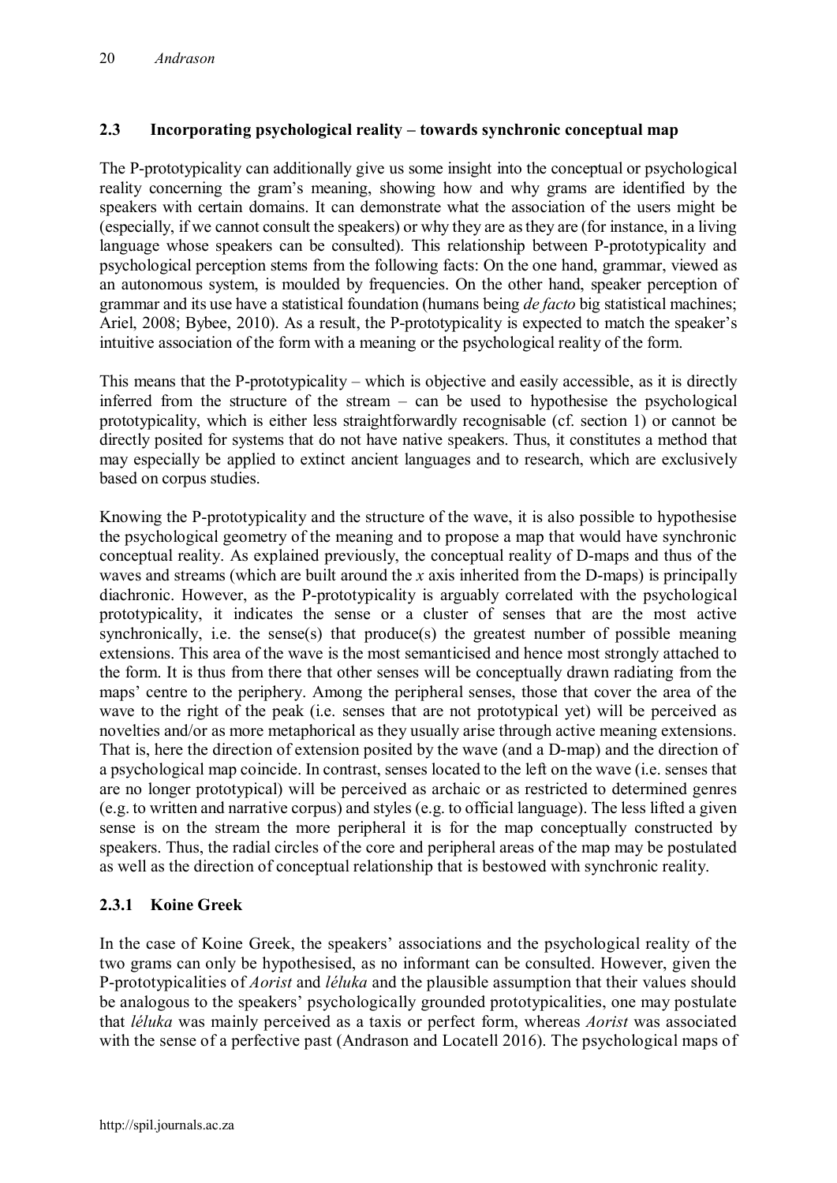### 2.3 Incorporating psychological reality – towards synchronic conceptual map

The P-prototypicality can additionally give us some insight into the conceptual or psychological reality concerning the gram's meaning, showing how and why grams are identified by the speakers with certain domains. It can demonstrate what the association of the users might be (especially, if we cannot consult the speakers) or why they are as they are (for instance, in a living language whose speakers can be consulted). This relationship between P-prototypicality and psychological perception stems from the following facts: On the one hand, grammar, viewed as an autonomous system, is moulded by frequencies. On the other hand, speaker perception of grammar and its use have a statistical foundation (humans being *de facto* big statistical machines; Ariel, 2008; Bybee, 2010). As a result, the P-prototypicality is expected to match the speaker's intuitive association of the form with a meaning or the psychological reality of the form.

This means that the P-prototypicality – which is objective and easily accessible, as it is directly inferred from the structure of the stream – can be used to hypothesise the psychological prototypicality, which is either less straightforwardly recognisable (cf. section 1) or cannot be directly posited for systems that do not have native speakers. Thus, it constitutes a method that may especially be applied to extinct ancient languages and to research, which are exclusively based on corpus studies.

Knowing the P-prototypicality and the structure of the wave, it is also possible to hypothesise the psychological geometry of the meaning and to propose a map that would have synchronic conceptual reality. As explained previously, the conceptual reality of D-maps and thus of the waves and streams (which are built around the *x* axis inherited from the D-maps) is principally diachronic. However, as the P-prototypicality is arguably correlated with the psychological prototypicality, it indicates the sense or a cluster of senses that are the most active synchronically, i.e. the sense(s) that produce(s) the greatest number of possible meaning extensions. This area of the wave is the most semanticised and hence most strongly attached to the form. It is thus from there that other senses will be conceptually drawn radiating from the maps' centre to the periphery. Among the peripheral senses, those that cover the area of the wave to the right of the peak (i.e. senses that are not prototypical yet) will be perceived as novelties and/or as more metaphorical as they usually arise through active meaning extensions. That is, here the direction of extension posited by the wave (and a D-map) and the direction of a psychological map coincide. In contrast, senses located to the left on the wave (i.e. senses that are no longer prototypical) will be perceived as archaic or as restricted to determined genres (e.g. to written and narrative corpus) and styles (e.g. to official language). The less lifted a given sense is on the stream the more peripheral it is for the map conceptually constructed by speakers. Thus, the radial circles of the core and peripheral areas of the map may be postulated as well as the direction of conceptual relationship that is bestowed with synchronic reality.

#### 2.3.1 Koine Greek

In the case of Koine Greek, the speakers' associations and the psychological reality of the two grams can only be hypothesised, as no informant can be consulted. However, given the P-prototypicalities of *Aorist* and *léluka* and the plausible assumption that their values should be analogous to the speakers' psychologically grounded prototypicalities, one may postulate that *léluka* was mainly perceived as a taxis or perfect form, whereas *Aorist* was associated with the sense of a perfective past (Andrason and Locatell 2016). The psychological maps of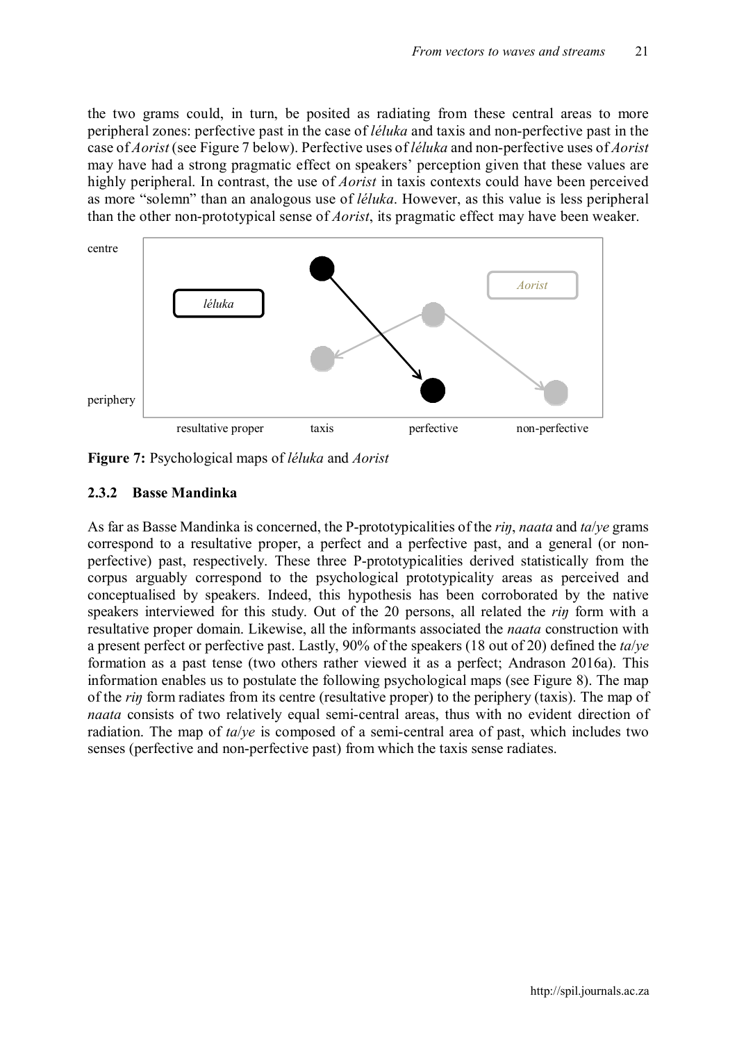the two grams could, in turn, be posited as radiating from these central areas to more peripheral zones: perfective past in the case of *léluka* and taxis and non-perfective past in the case of *Aorist* (see Figure 7 below). Perfective uses of *léluka* and non-perfective uses of *Aorist* may have had a strong pragmatic effect on speakers' perception given that these values are highly peripheral. In contrast, the use of *Aorist* in taxis contexts could have been perceived as more "solemn" than an analogous use of *léluka*. However, as this value is less peripheral than the other non-prototypical sense of *Aorist*, its pragmatic effect may have been weaker.

**Figure 7:** Psychological maps of *léluka* and *Aorist*

### 2.3.2 Basse Mandinka

As far as Basse Mandinka is concerned, the P-prototypicalities of the *riŋ*, *naata* and *ta*/*ye* grams correspond to a resultative proper, a perfect and a perfective past, and a general (or non-perfective) past, respectively. These three P-prototypicalities derived statistically from the corpus arguably correspond to the psychological prototypicality areas as perceived and conceptualised by speakers. Indeed, this hypothesis has been corroborated by the native speakers interviewed for this study. Out of the 20 persons, all related the *riŋ* form with a resultative proper domain. Likewise, all the informants associated the *naata* construction with a present perfect or perfective past. Lastly, 90% of the speakers (18 out of 20) defined the *ta*/*ye* formation as a past tense (two others rather viewed it as a perfect; Andrason 2016a). This information enables us to postulate the following psychological maps (see Figure 8). The map of the *riŋ* form radiates from its centre (resultative proper) to the periphery (taxis). The map of *naata* consists of two relatively equal semi-central areas, thus with no evident direction of radiation. The map of *ta*/*ye* is composed of a semi-central area of past, which includes two senses (perfective and non-perfective past) from which the taxis sense radiates.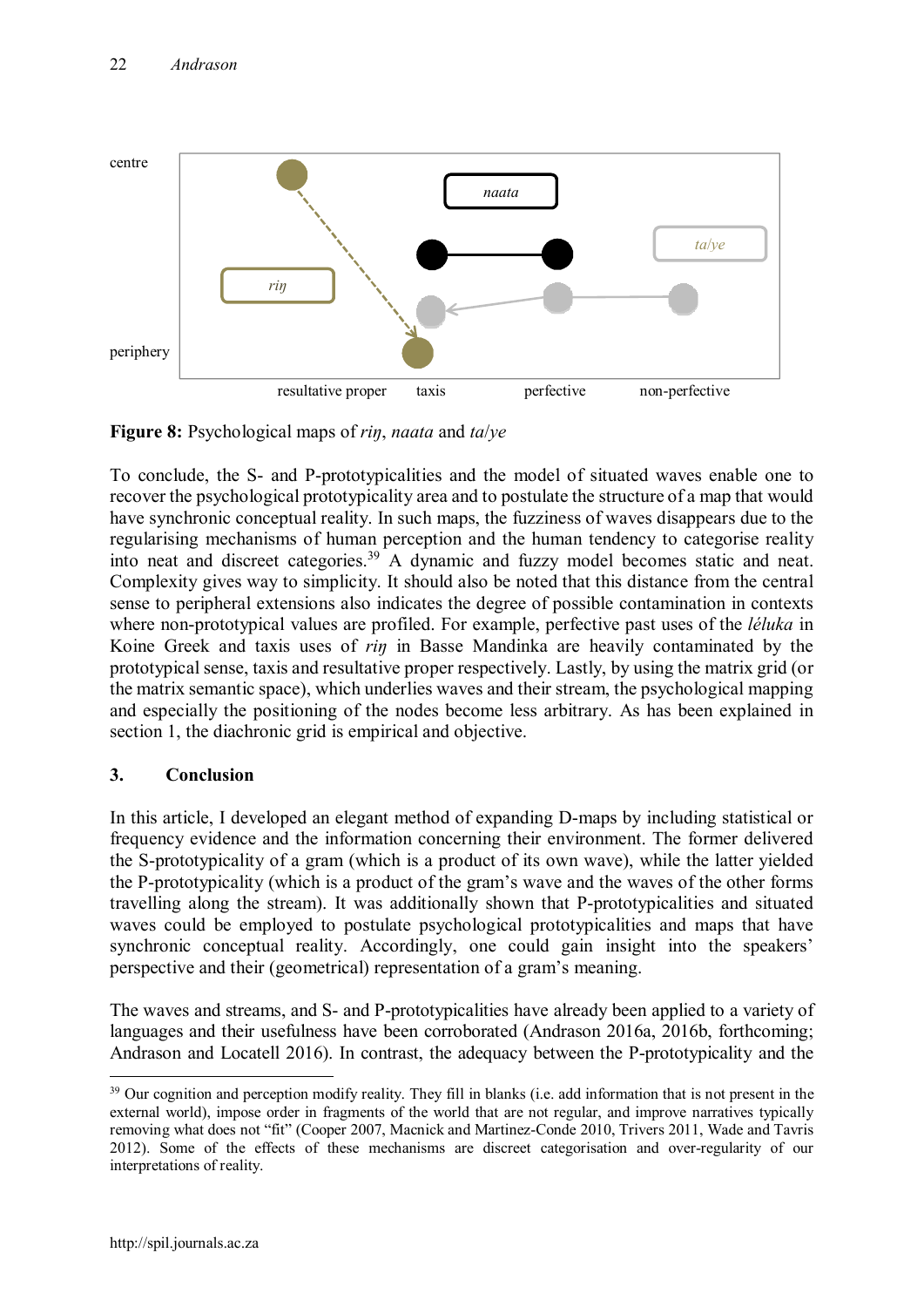**Figure 8:** Psychological maps of *riŋ*, *naata* and *ta*/*ye*

To conclude, the S- and P-prototypicalities and the model of situated waves enable one to recover the psychological prototypicality area and to postulate the structure of a map that would have synchronic conceptual reality. In such maps, the fuzziness of waves disappears due to the regularising mechanisms of human perception and the human tendency to categorise reality into neat and discreet categories.[39] A dynamic and fuzzy model becomes static and neat. Complexity gives way to simplicity. It should also be noted that this distance from the central sense to peripheral extensions also indicates the degree of possible contamination in contexts where non-prototypical values are profiled. For example, perfective past uses of the *léluka* in Koine Greek and taxis uses of *riŋ* in Basse Mandinka are heavily contaminated by the prototypical sense, taxis and resultative proper respectively. Lastly, by using the matrix grid (or the matrix semantic space), which underlies waves and their stream, the psychological mapping and especially the positioning of the nodes become less arbitrary. As has been explained in section 1, the diachronic grid is empirical and objective.

## 3. Conclusion

In this article, I developed an elegant method of expanding D-maps by including statistical or frequency evidence and the information concerning their environment. The former delivered the S-prototypicality of a gram (which is a product of its own wave), while the latter yielded the P-prototypicality (which is a product of the gram's wave and the waves of the other forms travelling along the stream). It was additionally shown that P-prototypicalities and situated waves could be employed to postulate psychological prototypicalities and maps that have synchronic conceptual reality. Accordingly, one could gain insight into the speakers' perspective and their (geometrical) representation of a gram's meaning.

The waves and streams, and S- and P-prototypicalities have already been applied to a variety of languages and their usefulness have been corroborated (Andrason 2016a, 2016b, forthcoming; Andrason and Locatell 2016). In contrast, the adequacy between the P-prototypicality and the

[39] Our cognition and perception modify reality. They fill in blanks (i.e. add information that is not present in the external world), impose order in fragments of the world that are not regular, and improve narratives typically removing what does not "fit" (Cooper 2007, Macnick and Martinez-Conde 2010, Trivers 2011, Wade and Tavris 2012). Some of the effects of these mechanisms are discreet categorisation and over-regularity of our interpretations of reality.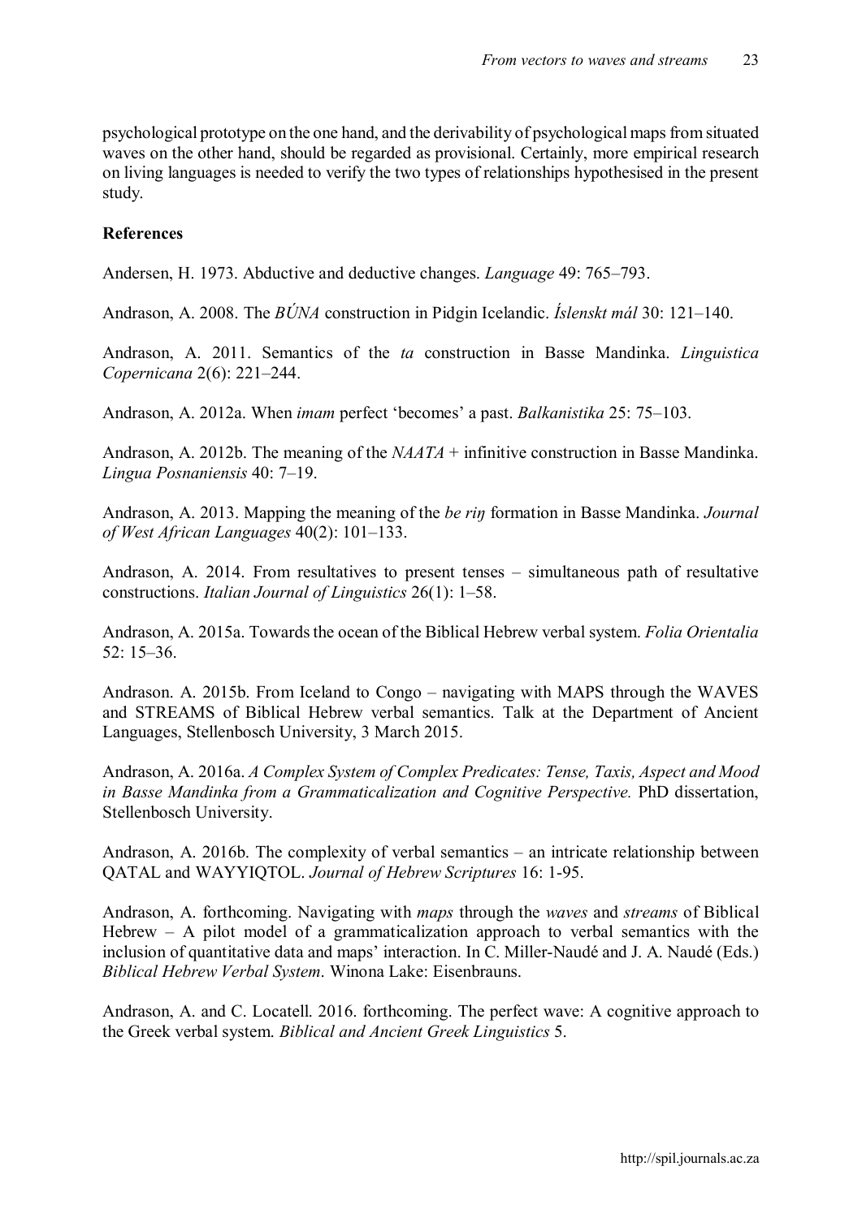psychological prototype on the one hand, and the derivability of psychological maps from situated waves on the other hand, should be regarded as provisional. Certainly, more empirical research on living languages is needed to verify the two types of relationships hypothesised in the present study.

**References**

Andersen, H. 1973. Abductive and deductive changes. *Language* 49: 765–793.

Andrason, A. 2008. The *BÚNA* construction in Pidgin Icelandic. *Íslenskt mál* 30: 121–140.

Andrason, A. 2011. Semantics of the *ta* construction in Basse Mandinka. *Linguistica Copernicana* 2(6): 221–244.

Andrason, A. 2012a. When *imam* perfect 'becomes' a past. *Balkanistika* 25: 75–103.

Andrason, A. 2012b. The meaning of the *NAATA* + infinitive construction in Basse Mandinka. *Lingua Posnaniensis* 40: 7–19.

Andrason, A. 2013. Mapping the meaning of the *be riŋ* formation in Basse Mandinka. *Journal of West African Languages* 40(2): 101–133.

Andrason, A. 2014. From resultatives to present tenses – simultaneous path of resultative constructions. *Italian Journal of Linguistics* 26(1): 1–58.

Andrason, A. 2015a. Towards the ocean of the Biblical Hebrew verbal system. *Folia Orientalia* 52: 15–36.

Andrason. A. 2015b. From Iceland to Congo – navigating with MAPS through the WAVES and STREAMS of Biblical Hebrew verbal semantics. Talk at the Department of Ancient Languages, Stellenbosch University, 3 March 2015.

Andrason, A. 2016a. *A Complex System of Complex Predicates: Tense, Taxis, Aspect and Mood in Basse Mandinka from a Grammaticalization and Cognitive Perspective.* PhD dissertation, Stellenbosch University.

Andrason, A. 2016b. The complexity of verbal semantics – an intricate relationship between QATAL and WAYYIQTOL. *Journal of Hebrew Scriptures* 16: 1-95.

Andrason, A. forthcoming. Navigating with *maps* through the *waves* and *streams* of Biblical Hebrew – A pilot model of a grammaticalization approach to verbal semantics with the inclusion of quantitative data and maps' interaction. In C. Miller-Naudé and J. A. Naudé (Eds.) *Biblical Hebrew Verbal System*. Winona Lake: Eisenbrauns.

Andrason, A. and C. Locatell. 2016. forthcoming. The perfect wave: A cognitive approach to the Greek verbal system. *Biblical and Ancient Greek Linguistics* 5.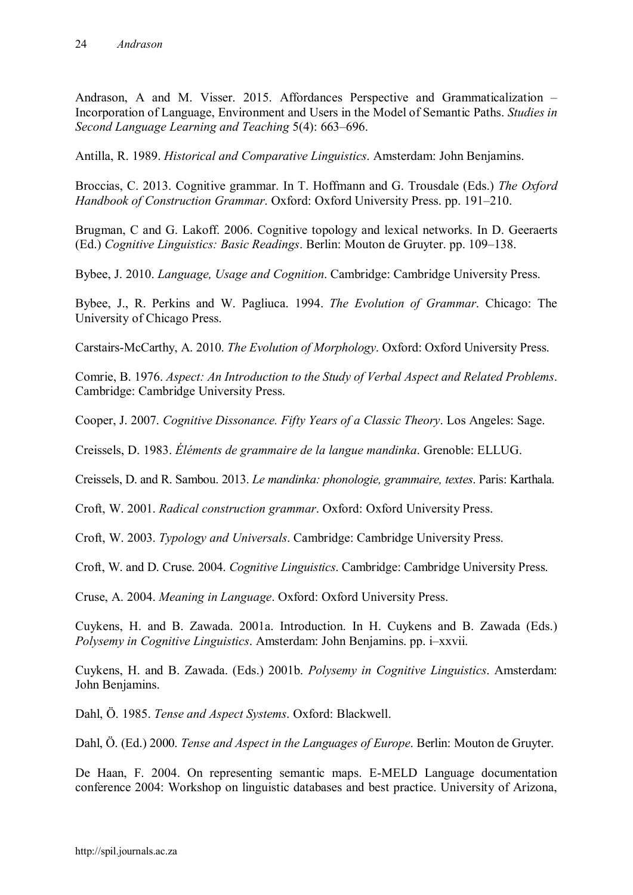Andrason, A and M. Visser. 2015. Affordances Perspective and Grammaticalization – Incorporation of Language, Environment and Users in the Model of Semantic Paths. *Studies in Second Language Learning and Teaching* 5(4): 663–696.

Antilla, R. 1989. *Historical and Comparative Linguistics*. Amsterdam: John Benjamins.

Broccias, C. 2013. Cognitive grammar. In T. Hoffmann and G. Trousdale (Eds.) *The Oxford Handbook of Construction Grammar*. Oxford: Oxford University Press. pp. 191–210.

Brugman, C and G. Lakoff. 2006. Cognitive topology and lexical networks. In D. Geeraerts (Ed.) *Cognitive Linguistics: Basic Readings*. Berlin: Mouton de Gruyter. pp. 109–138.

Bybee, J. 2010. *Language, Usage and Cognition*. Cambridge: Cambridge University Press.

Bybee, J., R. Perkins and W. Pagliuca. 1994. *The Evolution of Grammar*. Chicago: The University of Chicago Press.

Carstairs-McCarthy, A. 2010. *The Evolution of Morphology*. Oxford: Oxford University Press.

Comrie, B. 1976. *Aspect: An Introduction to the Study of Verbal Aspect and Related Problems*. Cambridge: Cambridge University Press.

Cooper, J. 2007. *Cognitive Dissonance. Fifty Years of a Classic Theory*. Los Angeles: Sage.

Creissels, D. 1983. *Éléments de grammaire de la langue mandinka*. Grenoble: ELLUG.

Creissels, D. and R. Sambou. 2013. *Le mandinka: phonologie, grammaire, textes*. Paris: Karthala.

Croft, W. 2001. *Radical construction grammar*. Oxford: Oxford University Press.

Croft, W. 2003. *Typology and Universals*. Cambridge: Cambridge University Press.

Croft, W. and D. Cruse. 2004. *Cognitive Linguistics*. Cambridge: Cambridge University Press.

Cruse, A. 2004. *Meaning in Language*. Oxford: Oxford University Press.

Cuykens, H. and B. Zawada. 2001a. Introduction. In H. Cuykens and B. Zawada (Eds.) *Polysemy in Cognitive Linguistics*. Amsterdam: John Benjamins. pp. i–xxvii.

Cuykens, H. and B. Zawada. (Eds.) 2001b. *Polysemy in Cognitive Linguistics*. Amsterdam: John Benjamins.

Dahl, Ö. 1985. *Tense and Aspect Systems*. Oxford: Blackwell.

Dahl, Ö. (Ed.) 2000. *Tense and Aspect in the Languages of Europe*. Berlin: Mouton de Gruyter.

De Haan, F. 2004. On representing semantic maps. E-MELD Language documentation conference 2004: Workshop on linguistic databases and best practice. University of Arizona,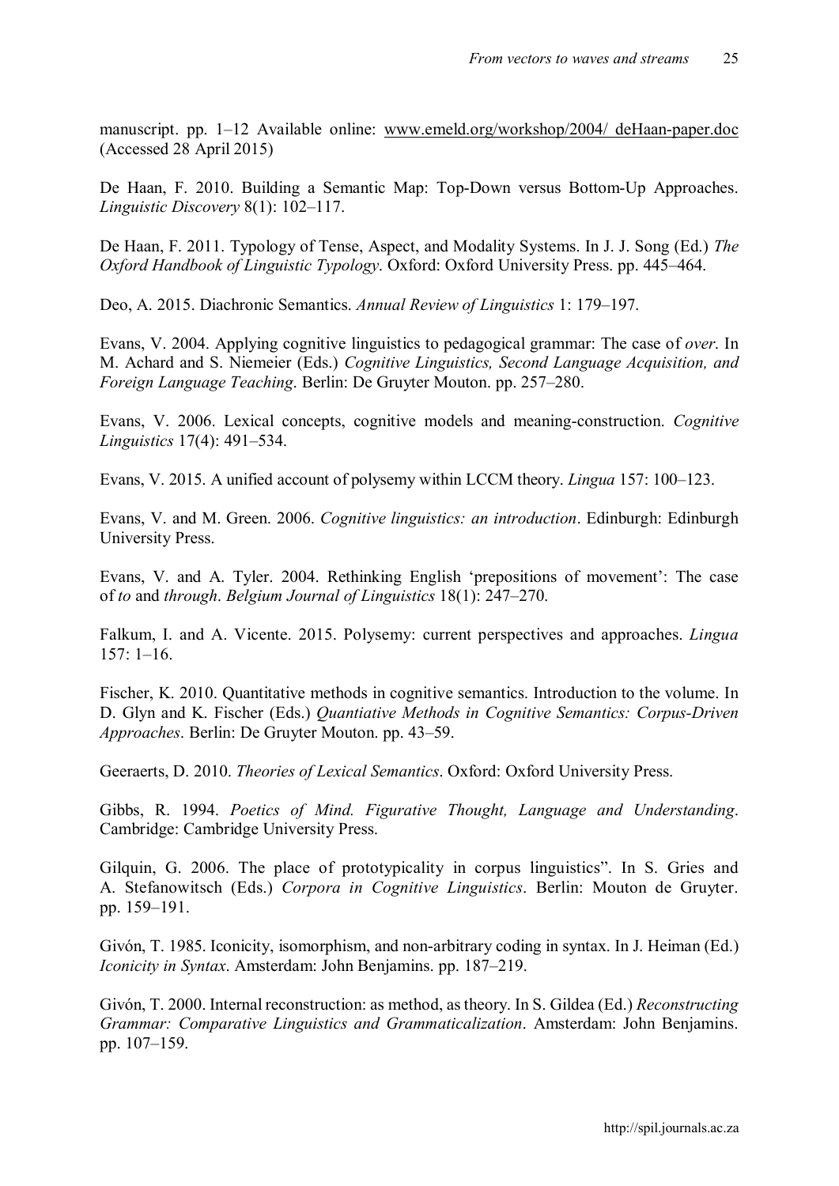manuscript. pp. 1–12 Available online: www.emeld.org/workshop/2004/ deHaan-paper.doc (Accessed 28 April 2015)

De Haan, F. 2010. Building a Semantic Map: Top-Down versus Bottom-Up Approaches. *Linguistic Discovery* 8(1): 102–117.

De Haan, F. 2011. Typology of Tense, Aspect, and Modality Systems. In J. J. Song (Ed.) *The Oxford Handbook of Linguistic Typology*. Oxford: Oxford University Press. pp. 445–464.

Deo, A. 2015. Diachronic Semantics. *Annual Review of Linguistics* 1: 179–197.

Evans, V. 2004. Applying cognitive linguistics to pedagogical grammar: The case of *over*. In M. Achard and S. Niemeier (Eds.) *Cognitive Linguistics, Second Language Acquisition, and Foreign Language Teaching*. Berlin: De Gruyter Mouton. pp. 257–280.

Evans, V. 2006. Lexical concepts, cognitive models and meaning-construction. *Cognitive Linguistics* 17(4): 491–534.

Evans, V. 2015. A unified account of polysemy within LCCM theory. *Lingua* 157: 100–123.

Evans, V. and M. Green. 2006. *Cognitive linguistics: an introduction*. Edinburgh: Edinburgh University Press.

Evans, V. and A. Tyler. 2004. Rethinking English 'prepositions of movement': The case of *to* and *through*. *Belgium Journal of Linguistics* 18(1): 247–270.

Falkum, I. and A. Vicente. 2015. Polysemy: current perspectives and approaches. *Lingua* 157: 1–16.

Fischer, K. 2010. Quantitative methods in cognitive semantics. Introduction to the volume. In D. Glyn and K. Fischer (Eds.) *Quantiative Methods in Cognitive Semantics: Corpus-Driven Approaches*. Berlin: De Gruyter Mouton. pp. 43–59.

Geeraerts, D. 2010. *Theories of Lexical Semantics*. Oxford: Oxford University Press.

Gibbs, R. 1994. *Poetics of Mind. Figurative Thought, Language and Understanding*. Cambridge: Cambridge University Press.

Gilquin, G. 2006. The place of prototypicality in corpus linguistics". In S. Gries and A. Stefanowitsch (Eds.) *Corpora in Cognitive Linguistics*. Berlin: Mouton de Gruyter. pp. 159–191.

Givón, T. 1985. Iconicity, isomorphism, and non-arbitrary coding in syntax. In J. Heiman (Ed.) *Iconicity in Syntax*. Amsterdam: John Benjamins. pp. 187–219.

Givón, T. 2000. Internal reconstruction: as method, as theory. In S. Gildea (Ed.) *Reconstructing Grammar: Comparative Linguistics and Grammaticalization*. Amsterdam: John Benjamins. pp. 107–159.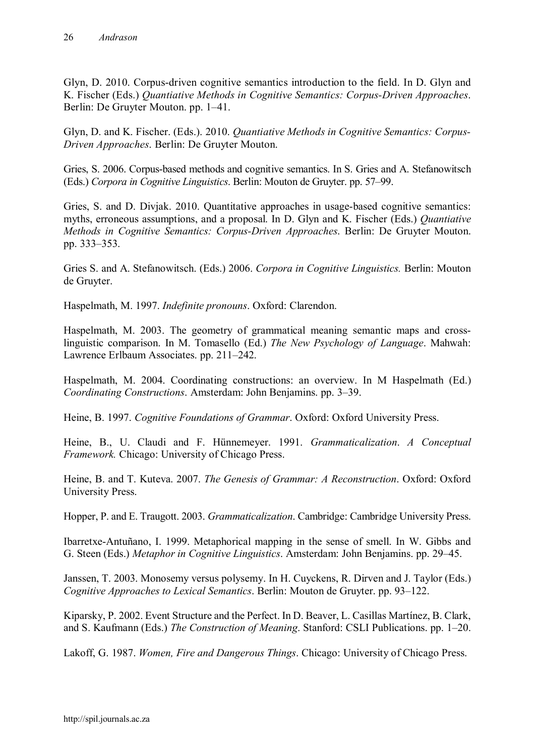Glyn, D. 2010. Corpus-driven cognitive semantics introduction to the field. In D. Glyn and K. Fischer (Eds.) *Quantiative Methods in Cognitive Semantics: Corpus-Driven Approaches*. Berlin: De Gruyter Mouton. pp. 1–41.

Glyn, D. and K. Fischer. (Eds.). 2010. *Quantiative Methods in Cognitive Semantics: Corpus-Driven Approaches*. Berlin: De Gruyter Mouton.

Gries, S. 2006. Corpus-based methods and cognitive semantics. In S. Gries and A. Stefanowitsch (Eds.) *Corpora in Cognitive Linguistics*. Berlin: Mouton de Gruyter. pp. 57–99.

Gries, S. and D. Divjak. 2010. Quantitative approaches in usage-based cognitive semantics: myths, erroneous assumptions, and a proposal. In D. Glyn and K. Fischer (Eds.) *Quantiative Methods in Cognitive Semantics: Corpus-Driven Approaches*. Berlin: De Gruyter Mouton. pp. 333–353.

Gries S. and A. Stefanowitsch. (Eds.) 2006. *Corpora in Cognitive Linguistics.* Berlin: Mouton de Gruyter.

Haspelmath, M. 1997. *Indefinite pronouns*. Oxford: Clarendon.

Haspelmath, M. 2003. The geometry of grammatical meaning semantic maps and cross-linguistic comparison. In M. Tomasello (Ed.) *The New Psychology of Language*. Mahwah: Lawrence Erlbaum Associates. pp. 211–242.

Haspelmath, M. 2004. Coordinating constructions: an overview. In M Haspelmath (Ed.) *Coordinating Constructions*. Amsterdam: John Benjamins. pp. 3–39.

Heine, B. 1997. *Cognitive Foundations of Grammar*. Oxford: Oxford University Press.

Heine, B., U. Claudi and F. Hünnemeyer. 1991. *Grammaticalization*. *A Conceptual Framework.* Chicago: University of Chicago Press.

Heine, B. and T. Kuteva. 2007. *The Genesis of Grammar: A Reconstruction*. Oxford: Oxford University Press.

Hopper, P. and E. Traugott. 2003. *Grammaticalization*. Cambridge: Cambridge University Press.

Ibarretxe-Antuñano, I. 1999. Metaphorical mapping in the sense of smell. In W. Gibbs and G. Steen (Eds.) *Metaphor in Cognitive Linguistics*. Amsterdam: John Benjamins. pp. 29–45.

Janssen, T. 2003. Monosemy versus polysemy. In H. Cuyckens, R. Dirven and J. Taylor (Eds.) *Cognitive Approaches to Lexical Semantics*. Berlin: Mouton de Gruyter. pp. 93–122.

Kiparsky, P. 2002. Event Structure and the Perfect. In D. Beaver, L. Casillas Martínez, B. Clark, and S. Kaufmann (Eds.) *The Construction of Meaning*. Stanford: CSLI Publications. pp. 1–20.

Lakoff, G. 1987. *Women, Fire and Dangerous Things*. Chicago: University of Chicago Press.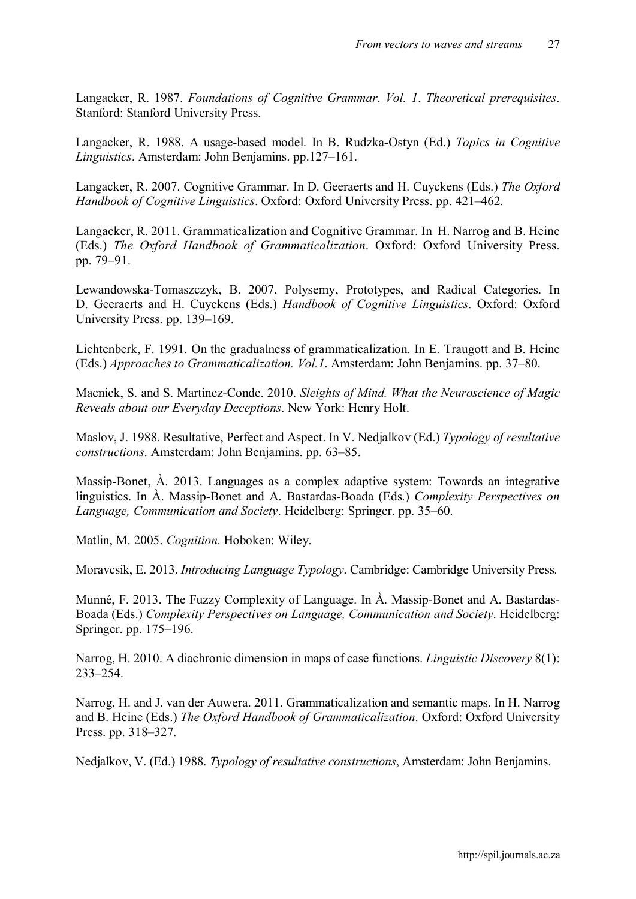Langacker, R. 1987. *Foundations of Cognitive Grammar*. *Vol. 1*. *Theoretical prerequisites*. Stanford: Stanford University Press.

Langacker, R. 1988. A usage-based model. In B. Rudzka-Ostyn (Ed.) *Topics in Cognitive Linguistics*. Amsterdam: John Benjamins. pp.127–161.

Langacker, R. 2007. Cognitive Grammar. In D. Geeraerts and H. Cuyckens (Eds.) *The Oxford Handbook of Cognitive Linguistics*. Oxford: Oxford University Press. pp. 421–462.

Langacker, R. 2011. Grammaticalization and Cognitive Grammar. In H. Narrog and B. Heine (Eds.) *The Oxford Handbook of Grammaticalization*. Oxford: Oxford University Press. pp. 79–91.

Lewandowska-Tomaszczyk, B. 2007. Polysemy, Prototypes, and Radical Categories. In D. Geeraerts and H. Cuyckens (Eds.) *Handbook of Cognitive Linguistics*. Oxford: Oxford University Press. pp. 139–169.

Lichtenberk, F. 1991. On the gradualness of grammaticalization. In E. Traugott and B. Heine (Eds.) *Approaches to Grammaticalization. Vol.1*. Amsterdam: John Benjamins. pp. 37–80.

Macnick, S. and S. Martinez-Conde. 2010. *Sleights of Mind. What the Neuroscience of Magic Reveals about our Everyday Deceptions*. New York: Henry Holt.

Maslov, J. 1988. Resultative, Perfect and Aspect. In V. Nedjalkov (Ed.) *Typology of resultative constructions*. Amsterdam: John Benjamins. pp. 63–85.

Massip-Bonet, À. 2013. Languages as a complex adaptive system: Towards an integrative linguistics. In À. Massip-Bonet and A. Bastardas-Boada (Eds.) *Complexity Perspectives on Language, Communication and Society*. Heidelberg: Springer. pp. 35–60.

Matlin, M. 2005. *Cognition*. Hoboken: Wiley.

Moravcsik, E. 2013. *Introducing Language Typology*. Cambridge: Cambridge University Press.

Munné, F. 2013. The Fuzzy Complexity of Language. In À. Massip-Bonet and A. Bastardas-Boada (Eds.) *Complexity Perspectives on Language, Communication and Society*. Heidelberg: Springer. pp. 175–196.

Narrog, H. 2010. A diachronic dimension in maps of case functions. *Linguistic Discovery* 8(1): 233–254.

Narrog, H. and J. van der Auwera. 2011. Grammaticalization and semantic maps. In H. Narrog and B. Heine (Eds.) *The Oxford Handbook of Grammaticalization*. Oxford: Oxford University Press. pp. 318–327.

Nedjalkov, V. (Ed.) 1988. *Typology of resultative constructions*, Amsterdam: John Benjamins.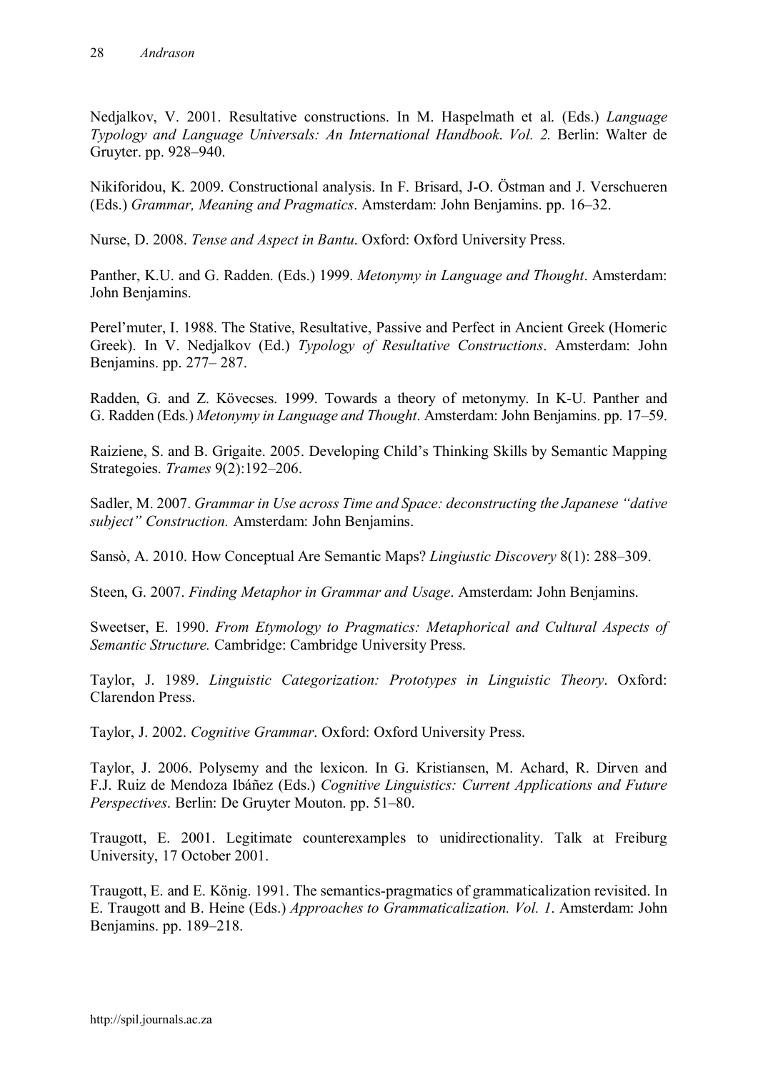Nedjalkov, V. 2001. Resultative constructions. In M. Haspelmath et al. (Eds.) *Language Typology and Language Universals: An International Handbook*. *Vol. 2.* Berlin: Walter de Gruyter. pp. 928–940.

Nikiforidou, K. 2009. Constructional analysis. In F. Brisard, J-O. Östman and J. Verschueren (Eds.) *Grammar, Meaning and Pragmatics*. Amsterdam: John Benjamins. pp. 16–32.

Nurse, D. 2008. *Tense and Aspect in Bantu*. Oxford: Oxford University Press.

Panther, K.U. and G. Radden. (Eds.) 1999. *Metonymy in Language and Thought*. Amsterdam: John Benjamins.

Perel'muter, I. 1988. The Stative, Resultative, Passive and Perfect in Ancient Greek (Homeric Greek). In V. Nedjalkov (Ed.) *Typology of Resultative Constructions*. Amsterdam: John Benjamins. pp. 277– 287.

Radden, G. and Z. Kövecses. 1999. Towards a theory of metonymy. In K-U. Panther and G. Radden (Eds.) *Metonymy in Language and Thought*. Amsterdam: John Benjamins. pp. 17–59.

Raiziene, S. and B. Grigaite. 2005. Developing Child's Thinking Skills by Semantic Mapping Strategoies. *Trames* 9(2):192–206.

Sadler, M. 2007. *Grammar in Use across Time and Space: deconstructing the Japanese "dative subject" Construction.* Amsterdam: John Benjamins.

Sansò, A. 2010. How Conceptual Are Semantic Maps? *Lingiustic Discovery* 8(1): 288–309.

Steen, G. 2007. *Finding Metaphor in Grammar and Usage*. Amsterdam: John Benjamins.

Sweetser, E. 1990. *From Etymology to Pragmatics: Metaphorical and Cultural Aspects of Semantic Structure.* Cambridge: Cambridge University Press.

Taylor, J. 1989. *Linguistic Categorization: Prototypes in Linguistic Theory*. Oxford: Clarendon Press.

Taylor, J. 2002. *Cognitive Grammar*. Oxford: Oxford University Press.

Taylor, J. 2006. Polysemy and the lexicon. In G. Kristiansen, M. Achard, R. Dirven and F.J. Ruiz de Mendoza Ibáñez (Eds.) *Cognitive Linguistics: Current Applications and Future Perspectives*. Berlin: De Gruyter Mouton. pp. 51–80.

Traugott, E. 2001. Legitimate counterexamples to unidirectionality. Talk at Freiburg University, 17 October 2001.

Traugott, E. and E. König. 1991. The semantics-pragmatics of grammaticalization revisited. In E. Traugott and B. Heine (Eds.) *Approaches to Grammaticalization. Vol. 1*. Amsterdam: John Benjamins. pp. 189–218.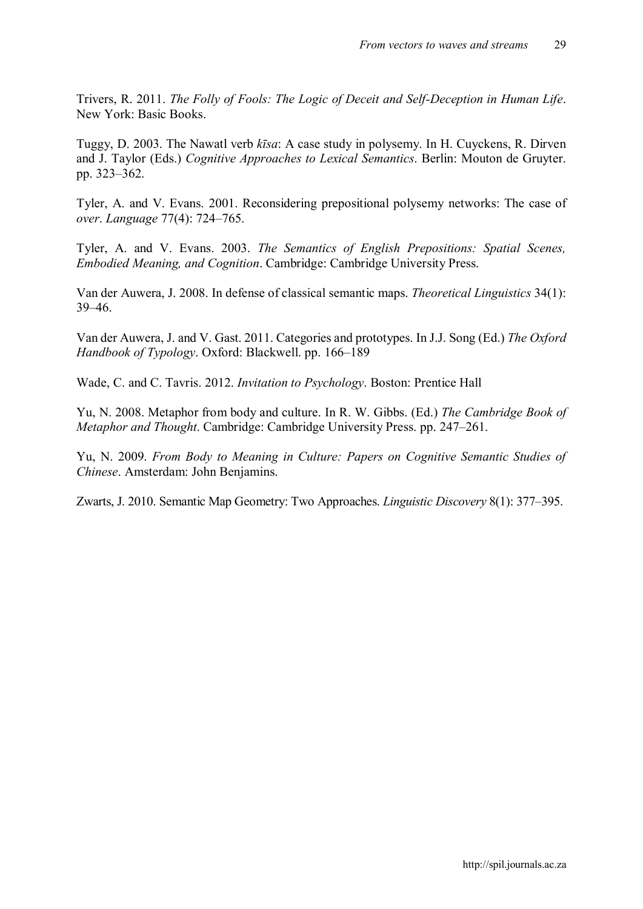Trivers, R. 2011. *The Folly of Fools: The Logic of Deceit and Self-Deception in Human Life*. New York: Basic Books.

Tuggy, D. 2003. The Nawatl verb *kīsa*: A case study in polysemy. In H. Cuyckens, R. Dirven and J. Taylor (Eds.) *Cognitive Approaches to Lexical Semantics*. Berlin: Mouton de Gruyter. pp. 323–362.

Tyler, A. and V. Evans. 2001. Reconsidering prepositional polysemy networks: The case of *over*. *Language* 77(4): 724–765.

Tyler, A. and V. Evans. 2003. *The Semantics of English Prepositions: Spatial Scenes, Embodied Meaning, and Cognition*. Cambridge: Cambridge University Press.

Van der Auwera, J. 2008. In defense of classical semantic maps. *Theoretical Linguistics* 34(1): 39–46.

Van der Auwera, J. and V. Gast. 2011. Categories and prototypes. In J.J. Song (Ed.) *The Oxford Handbook of Typology*. Oxford: Blackwell. pp. 166–189

Wade, C. and C. Tavris. 2012. *Invitation to Psychology*. Boston: Prentice Hall

Yu, N. 2008. Metaphor from body and culture. In R. W. Gibbs. (Ed.) *The Cambridge Book of Metaphor and Thought*. Cambridge: Cambridge University Press. pp. 247–261.

Yu, N. 2009. *From Body to Meaning in Culture: Papers on Cognitive Semantic Studies of Chinese*. Amsterdam: John Benjamins.

Zwarts, J. 2010. Semantic Map Geometry: Two Approaches. *Linguistic Discovery* 8(1): 377–395.